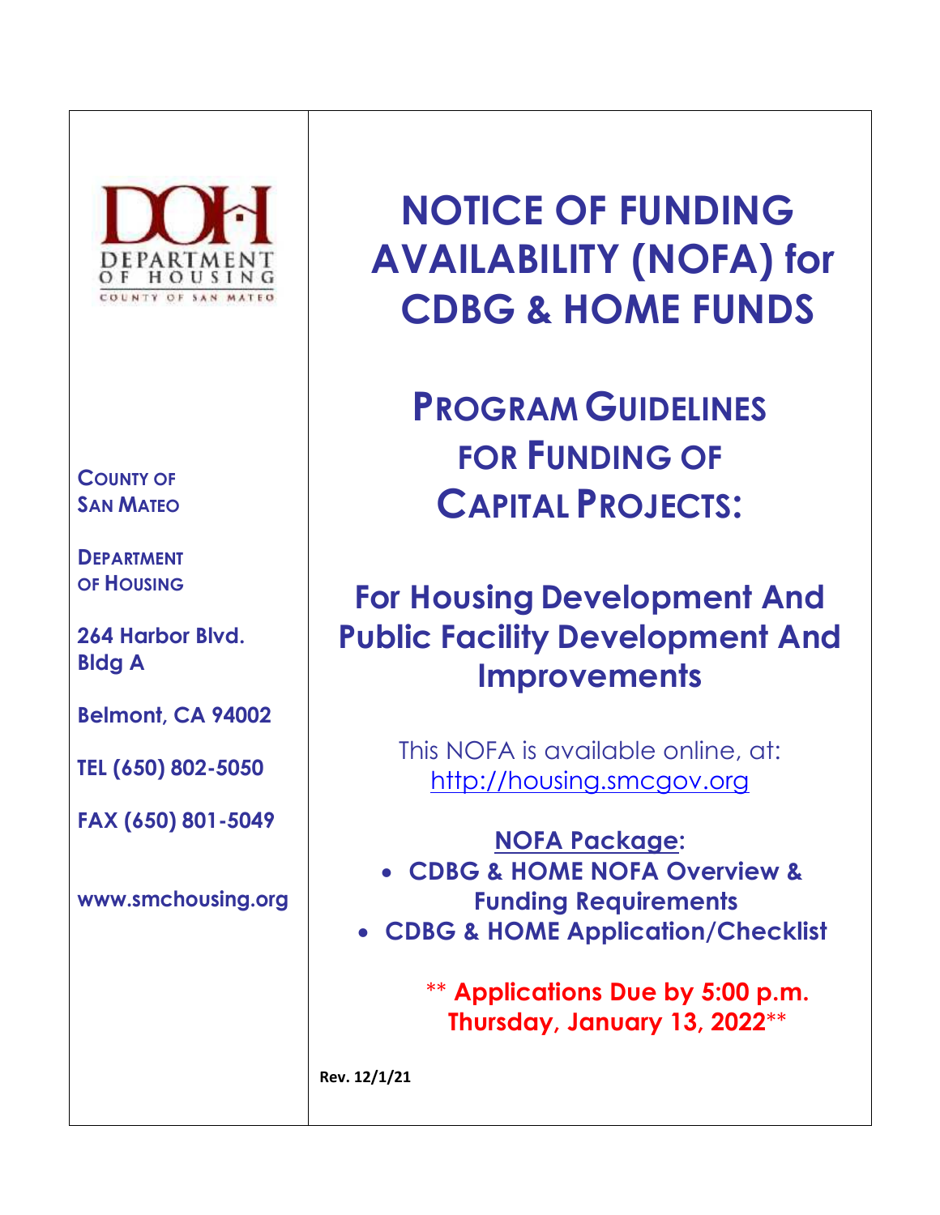DEPARTMENT OF HOUSING
COUNTY OF SAN MATEO

**COUNTY OF SAN MATEO**

**DEPARTMENT OF HOUSING**

**264 Harbor Blvd. Bldg A**

**Belmont, CA 94002**

**TEL (650) 802-5050**

**FAX (650) 801-5049**

**www.smchousing.org**

# NOTICE OF FUNDING AVAILABILITY (NOFA) for CDBG & HOME FUNDS

## PROGRAM GUIDELINES FOR FUNDING OF CAPITAL PROJECTS:

## For Housing Development And Public Facility Development And Improvements

This NOFA is available online, at: http://housing.smcgov.org

**NOFA Package:**

- **CDBG & HOME NOFA Overview & Funding Requirements**
- **CDBG & HOME Application/Checklist**

** **Applications Due by 5:00 p.m. Thursday, January 13, 2022****

**Rev. 12/1/21**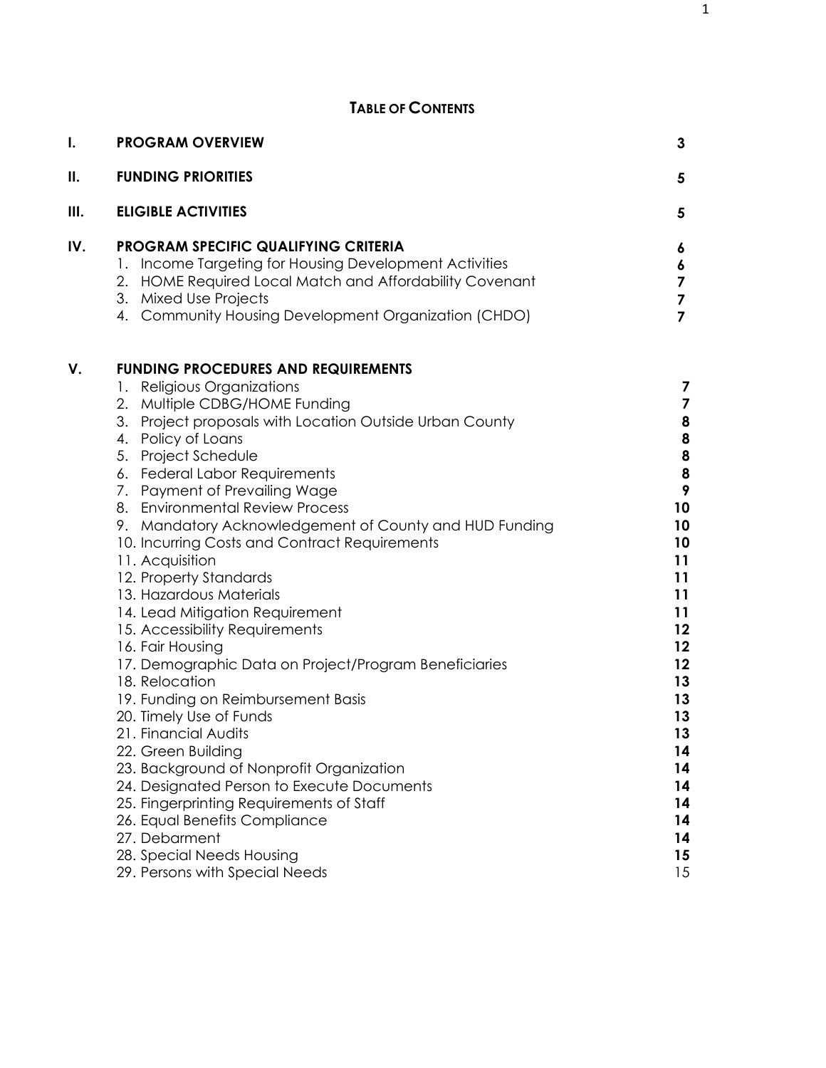**TABLE OF CONTENTS**

| | | |
|---|---|---|
| **I.** | **PROGRAM OVERVIEW** | **3** |
| **II.** | **FUNDING PRIORITIES** | **5** |
| **III.** | **ELIGIBLE ACTIVITIES** | **5** |
| **IV.** | **PROGRAM SPECIFIC QUALIFYING CRITERIA** | **6** |
| | 1. Income Targeting for Housing Development Activities | **6** |
| | 2. HOME Required Local Match and Affordability Covenant | **7** |
| | 3. Mixed Use Projects | **7** |
| | 4. Community Housing Development Organization (CHDO) | **7** |
| **V.** | **FUNDING PROCEDURES AND REQUIREMENTS** | |
| | 1. Religious Organizations | **7** |
| | 2. Multiple CDBG/HOME Funding | **7** |
| | 3. Project proposals with Location Outside Urban County | **8** |
| | 4. Policy of Loans | **8** |
| | 5. Project Schedule | **8** |
| | 6. Federal Labor Requirements | **8** |
| | 7. Payment of Prevailing Wage | **9** |
| | 8. Environmental Review Process | **10** |
| | 9. Mandatory Acknowledgement of County and HUD Funding | **10** |
| | 10. Incurring Costs and Contract Requirements | **10** |
| | 11. Acquisition | **11** |
| | 12. Property Standards | **11** |
| | 13. Hazardous Materials | **11** |
| | 14. Lead Mitigation Requirement | **11** |
| | 15. Accessibility Requirements | **12** |
| | 16. Fair Housing | **12** |
| | 17. Demographic Data on Project/Program Beneficiaries | **12** |
| | 18. Relocation | **13** |
| | 19. Funding on Reimbursement Basis | **13** |
| | 20. Timely Use of Funds | **13** |
| | 21. Financial Audits | **13** |
| | 22. Green Building | **14** |
| | 23. Background of Nonprofit Organization | **14** |
| | 24. Designated Person to Execute Documents | **14** |
| | 25. Fingerprinting Requirements of Staff | **14** |
| | 26. Equal Benefits Compliance | **14** |
| | 27. Debarment | **14** |
| | 28. Special Needs Housing | **15** |
| | 29. Persons with Special Needs | 15 |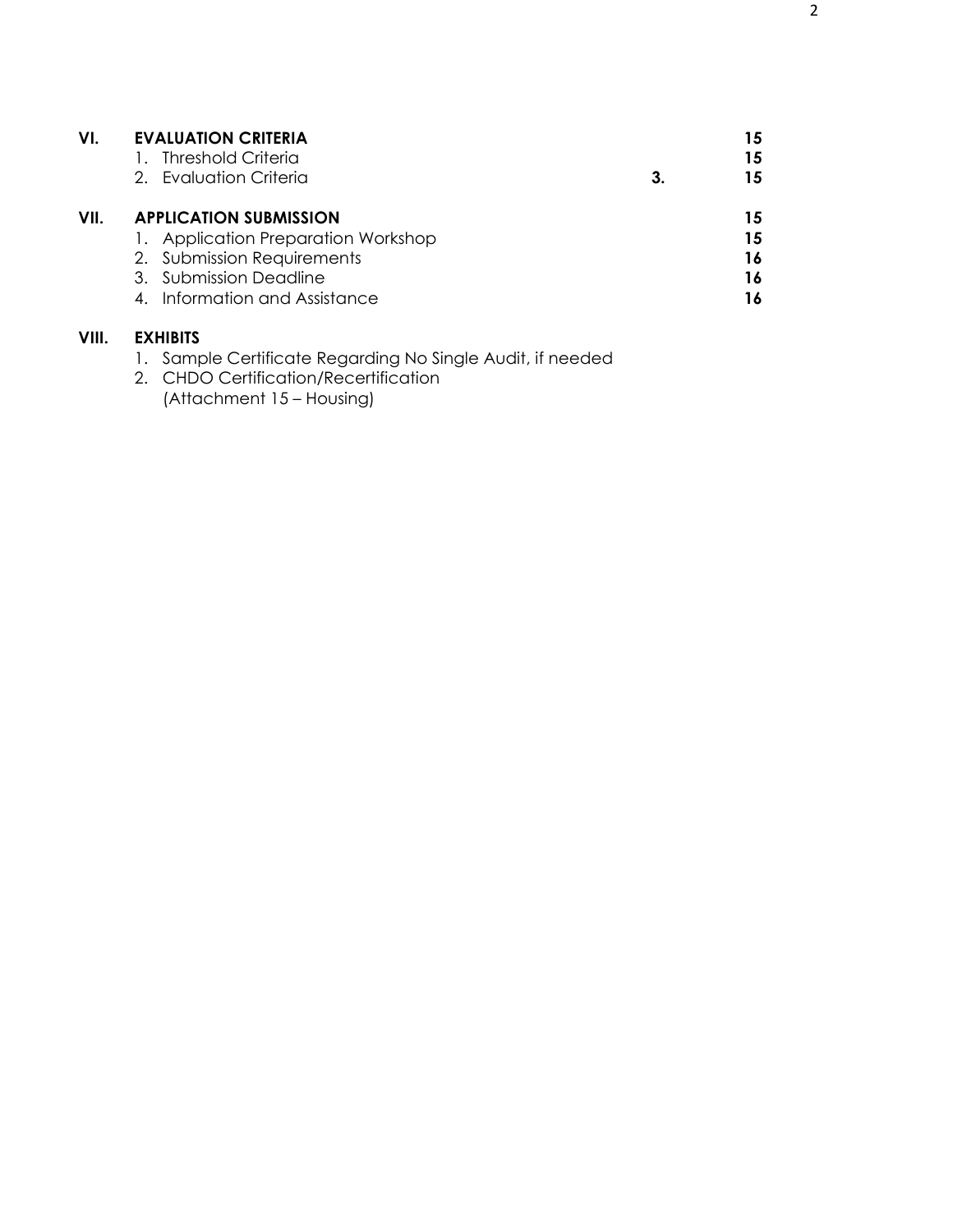| | | | |
|---|---|---|---|
| **VI.** | **EVALUATION CRITERIA** | | **15** |
| | 1. Threshold Criteria | | **15** |
| | 2. Evaluation Criteria | **3.** | **15** |
| **VII.** | **APPLICATION SUBMISSION** | | **15** |
| | 1. Application Preparation Workshop | | **15** |
| | 2. Submission Requirements | | **16** |
| | 3. Submission Deadline | | **16** |
| | 4. Information and Assistance | | **16** |
| **VIII.** | **EXHIBITS** | | |
| | 1. Sample Certificate Regarding No Single Audit, if needed | | |
| | 2. CHDO Certification/Recertification (Attachment 15 – Housing) | | |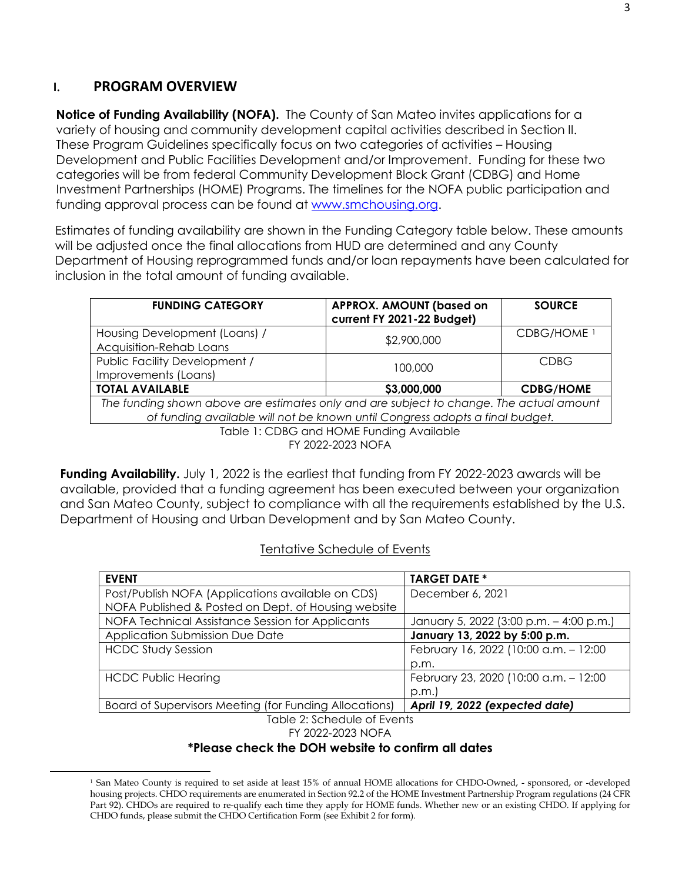## I. PROGRAM OVERVIEW

**Notice of Funding Availability (NOFA).** The County of San Mateo invites applications for a variety of housing and community development capital activities described in Section II. These Program Guidelines specifically focus on two categories of activities – Housing Development and Public Facilities Development and/or Improvement. Funding for these two categories will be from federal Community Development Block Grant (CDBG) and Home Investment Partnerships (HOME) Programs. The timelines for the NOFA public participation and funding approval process can be found at www.smchousing.org.

Estimates of funding availability are shown in the Funding Category table below. These amounts will be adjusted once the final allocations from HUD are determined and any County Department of Housing reprogrammed funds and/or loan repayments have been calculated for inclusion in the total amount of funding available.

| FUNDING CATEGORY | APPROX. AMOUNT (based on current FY 2021-22 Budget) | SOURCE |
|---|---|---|
| Housing Development (Loans) / Acquisition-Rehab Loans | $2,900,000 | CDBG/HOME [1] |
| Public Facility Development / Improvements (Loans) | 100,000 | CDBG |
| **TOTAL AVAILABLE** | **$3,000,000** | **CDBG/HOME** |
| *The funding shown above are estimates only and are subject to change. The actual amount of funding available will not be known until Congress adopts a final budget.* | | |

Table 1: CDBG and HOME Funding Available
FY 2022-2023 NOFA

**Funding Availability.** July 1, 2022 is the earliest that funding from FY 2022-2023 awards will be available, provided that a funding agreement has been executed between your organization and San Mateo County, subject to compliance with all the requirements established by the U.S. Department of Housing and Urban Development and by San Mateo County.

Tentative Schedule of Events

| EVENT | TARGET DATE * |
|---|---|
| Post/Publish NOFA (Applications available on CDS) NOFA Published & Posted on Dept. of Housing website | December 6, 2021 |
| NOFA Technical Assistance Session for Applicants | January 5, 2022 (3:00 p.m. – 4:00 p.m.) |
| Application Submission Due Date | **January 13, 2022 by 5:00 p.m.** |
| HCDC Study Session | February 16, 2022 (10:00 a.m. – 12:00 p.m. |
| HCDC Public Hearing | February 23, 2020 (10:00 a.m. – 12:00 p.m.) |
| Board of Supervisors Meeting (for Funding Allocations) | ***April 19, 2022 (expected date)*** |

Table 2: Schedule of Events
FY 2022-2023 NOFA

**\*Please check the DOH website to confirm all dates**

[1] San Mateo County is required to set aside at least 15% of annual HOME allocations for CHDO-Owned, - sponsored, or -developed housing projects. CHDO requirements are enumerated in Section 92.2 of the HOME Investment Partnership Program regulations (24 CFR Part 92). CHDOs are required to re-qualify each time they apply for HOME funds. Whether new or an existing CHDO. If applying for CHDO funds, please submit the CHDO Certification Form (see Exhibit 2 for form).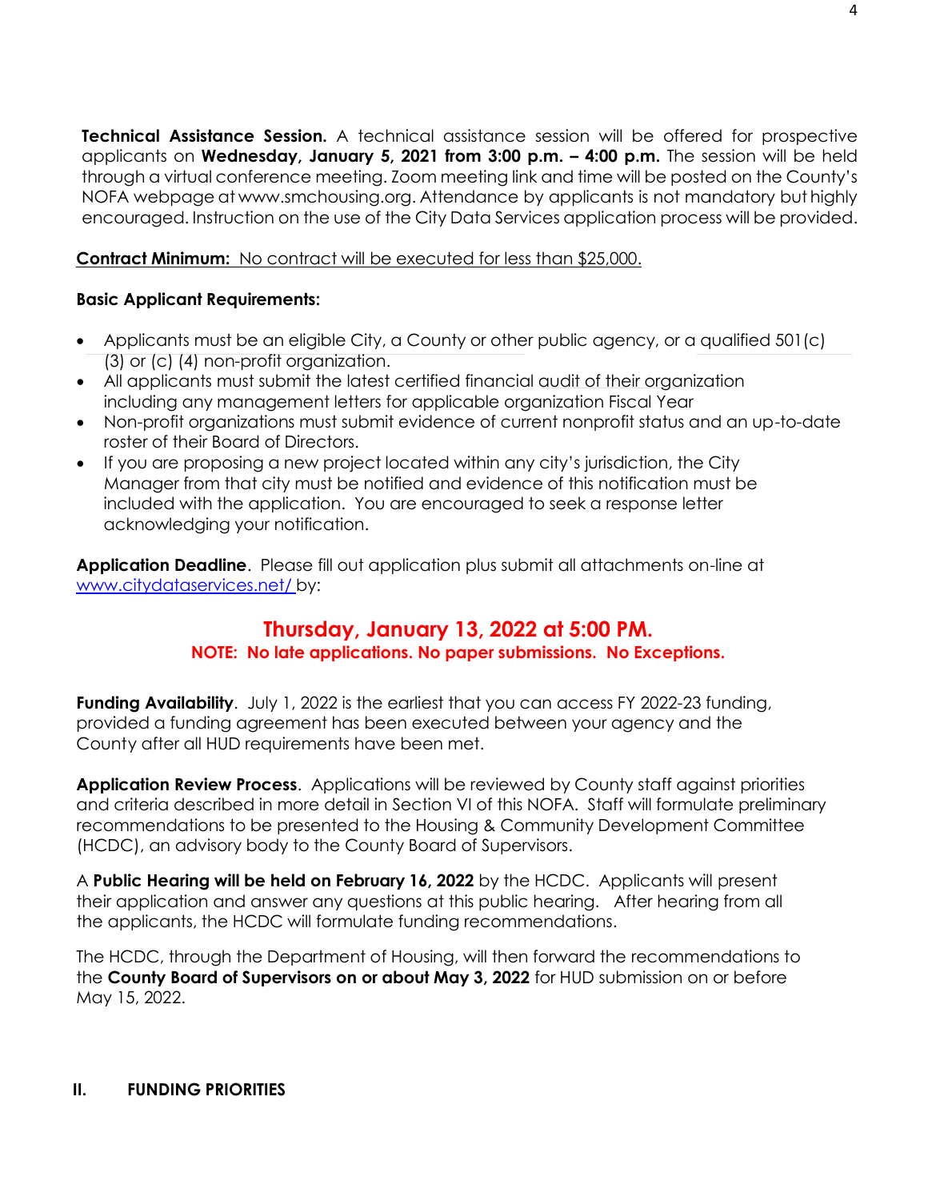**Technical Assistance Session.** A technical assistance session will be offered for prospective applicants on **Wednesday, January 5, 2021 from 3:00 p.m. – 4:00 p.m.** The session will be held through a virtual conference meeting. Zoom meeting link and time will be posted on the County's NOFA webpage at www.smchousing.org. Attendance by applicants is not mandatory but highly encouraged. Instruction on the use of the City Data Services application process will be provided.

**Contract Minimum:** No contract will be executed for less than $25,000.

**Basic Applicant Requirements:**

- Applicants must be an eligible City, a County or other public agency, or a qualified 501(c) (3) or (c) (4) non-profit organization.
- All applicants must submit the latest certified financial audit of their organization including any management letters for applicable organization Fiscal Year
- Non-profit organizations must submit evidence of current nonprofit status and an up-to-date roster of their Board of Directors.
- If you are proposing a new project located within any city's jurisdiction, the City Manager from that city must be notified and evidence of this notification must be included with the application. You are encouraged to seek a response letter acknowledging your notification.

**Application Deadline**. Please fill out application plus submit all attachments on-line at www.citydataservices.net/ by:

**Thursday, January 13, 2022 at 5:00 PM.**

**NOTE: No late applications. No paper submissions. No Exceptions.**

**Funding Availability**. July 1, 2022 is the earliest that you can access FY 2022-23 funding, provided a funding agreement has been executed between your agency and the County after all HUD requirements have been met.

**Application Review Process**. Applications will be reviewed by County staff against priorities and criteria described in more detail in Section VI of this NOFA. Staff will formulate preliminary recommendations to be presented to the Housing & Community Development Committee (HCDC), an advisory body to the County Board of Supervisors.

A **Public Hearing will be held on February 16, 2022** by the HCDC. Applicants will present their application and answer any questions at this public hearing. After hearing from all the applicants, the HCDC will formulate funding recommendations.

The HCDC, through the Department of Housing, will then forward the recommendations to the **County Board of Supervisors on or about May 3, 2022** for HUD submission on or before May 15, 2022.

## II. FUNDING PRIORITIES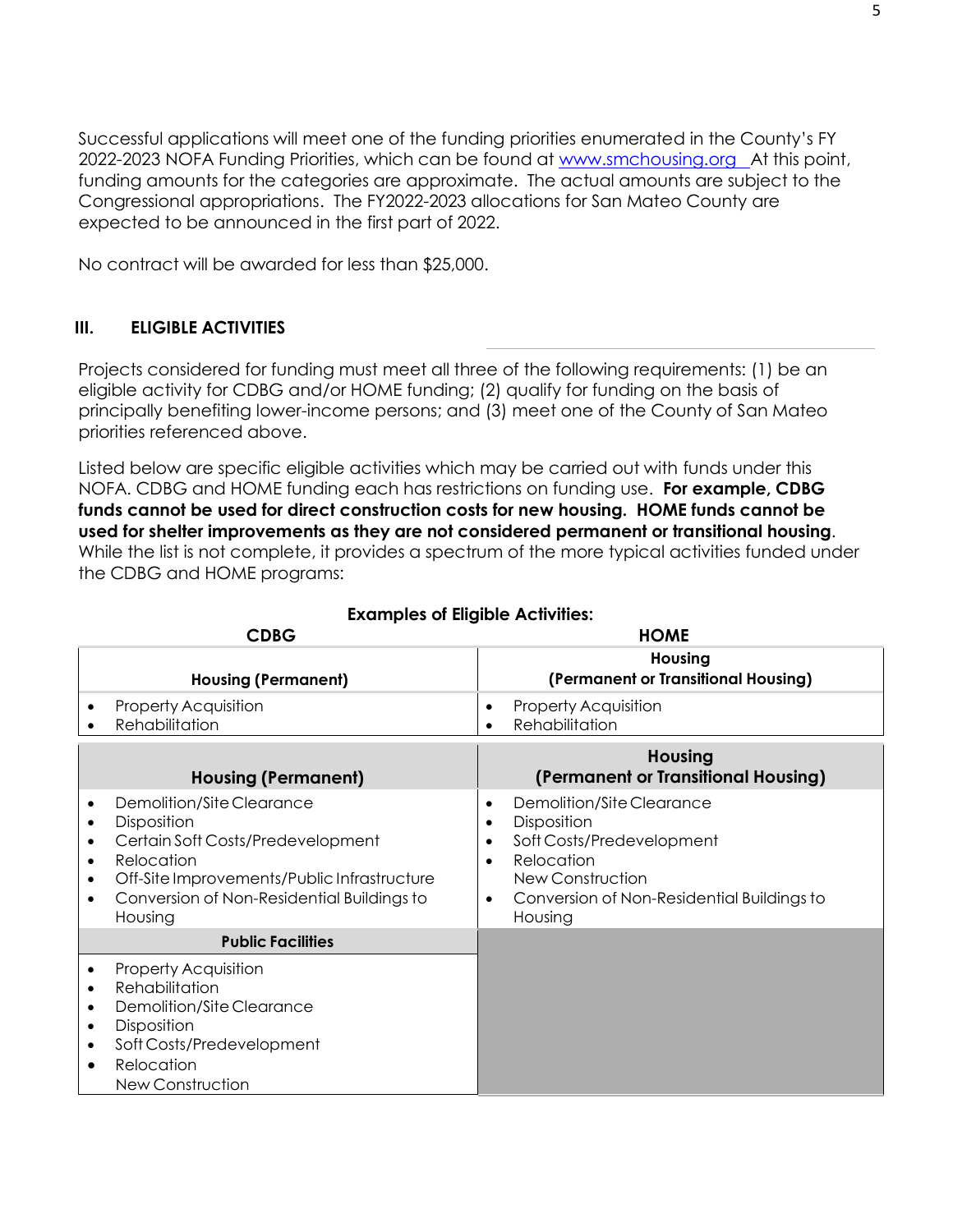Successful applications will meet one of the funding priorities enumerated in the County's FY 2022-2023 NOFA Funding Priorities, which can be found at [www.smchousing.org](http://www.smchousing.org) At this point, funding amounts for the categories are approximate. The actual amounts are subject to the Congressional appropriations. The FY2022-2023 allocations for San Mateo County are expected to be announced in the first part of 2022.

No contract will be awarded for less than $25,000.

## III. ELIGIBLE ACTIVITIES

Projects considered for funding must meet all three of the following requirements: (1) be an eligible activity for CDBG and/or HOME funding; (2) qualify for funding on the basis of principally benefiting lower-income persons; and (3) meet one of the County of San Mateo priorities referenced above.

Listed below are specific eligible activities which may be carried out with funds under this NOFA. CDBG and HOME funding each has restrictions on funding use. **For example, CDBG funds cannot be used for direct construction costs for new housing. HOME funds cannot be used for shelter improvements as they are not considered permanent or transitional housing**. While the list is not complete, it provides a spectrum of the more typical activities funded under the CDBG and HOME programs:

**Examples of Eligible Activities:**

| CDBG | HOME |
|---|---|
| **Housing (Permanent)** | **Housing (Permanent or Transitional Housing)** |
| • Property Acquisition<br>• Rehabilitation | • Property Acquisition<br>• Rehabilitation |
| **Housing (Permanent)** | **Housing (Permanent or Transitional Housing)** |
| • Demolition/Site Clearance<br>• Disposition<br>• Certain Soft Costs/Predevelopment<br>• Relocation<br>• Off-Site Improvements/Public Infrastructure<br>• Conversion of Non-Residential Buildings to Housing | • Demolition/Site Clearance<br>• Disposition<br>• Soft Costs/Predevelopment<br>• Relocation<br>New Construction<br>• Conversion of Non-Residential Buildings to Housing |
| **Public Facilities** | |
| • Property Acquisition<br>• Rehabilitation<br>• Demolition/Site Clearance<br>• Disposition<br>• Soft Costs/Predevelopment<br>• Relocation<br>New Construction | |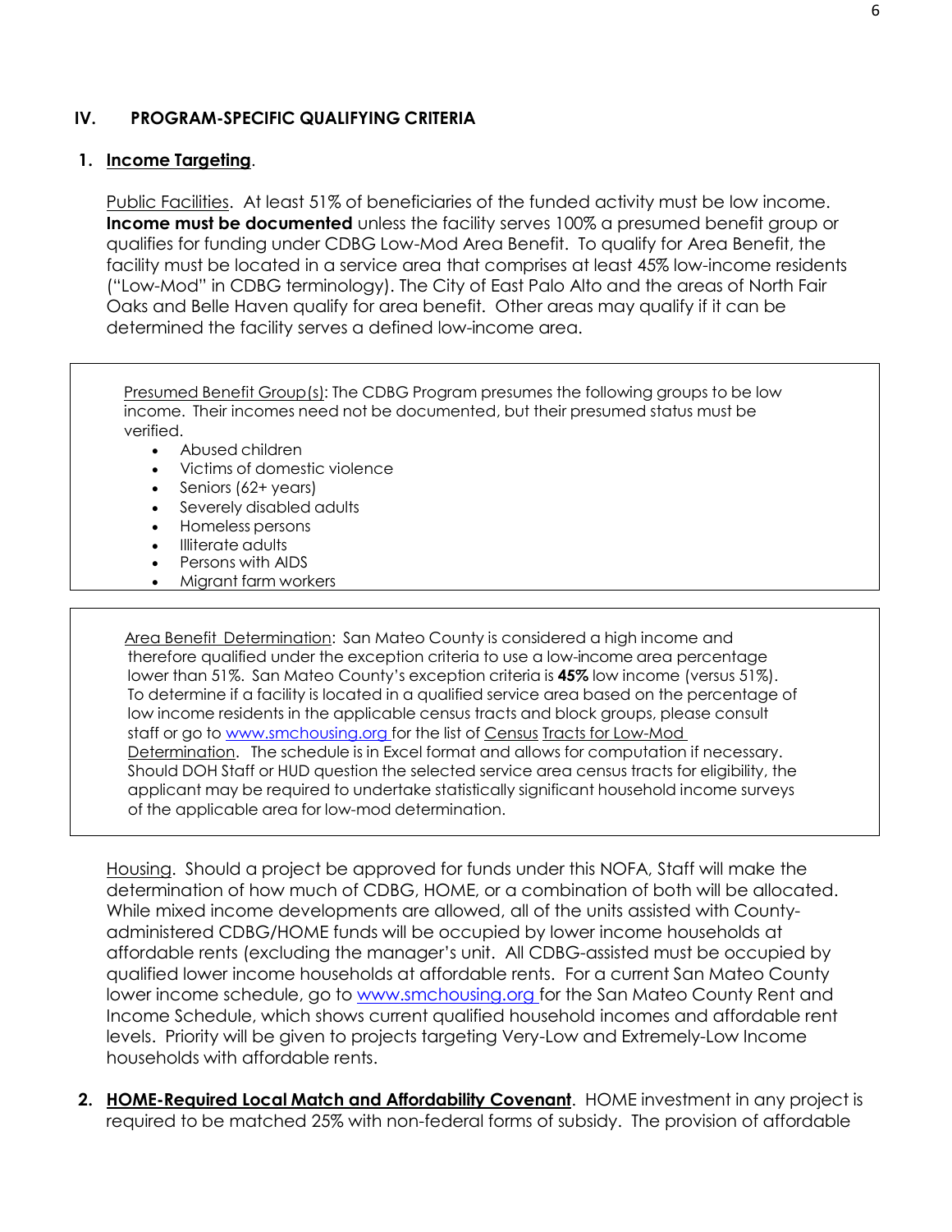## IV. PROGRAM-SPECIFIC QUALIFYING CRITERIA

**1. Income Targeting.**

Public Facilities. At least 51% of beneficiaries of the funded activity must be low income. **Income must be documented** unless the facility serves 100% a presumed benefit group or qualifies for funding under CDBG Low-Mod Area Benefit. To qualify for Area Benefit, the facility must be located in a service area that comprises at least 45% low-income residents ("Low-Mod" in CDBG terminology). The City of East Palo Alto and the areas of North Fair Oaks and Belle Haven qualify for area benefit. Other areas may qualify if it can be determined the facility serves a defined low-income area.

Presumed Benefit Group(s): The CDBG Program presumes the following groups to be low income. Their incomes need not be documented, but their presumed status must be verified.

- Abused children
- Victims of domestic violence
- Seniors (62+ years)
- Severely disabled adults
- Homeless persons
- Illiterate adults
- Persons with AIDS
- Migrant farm workers

Area Benefit Determination: San Mateo County is considered a high income and therefore qualified under the exception criteria to use a low-income area percentage lower than 51%. San Mateo County's exception criteria is **45%** low income (versus 51%). To determine if a facility is located in a qualified service area based on the percentage of low income residents in the applicable census tracts and block groups, please consult staff or go to www.smchousing.org for the list of Census Tracts for Low-Mod Determination. The schedule is in Excel format and allows for computation if necessary. Should DOH Staff or HUD question the selected service area census tracts for eligibility, the applicant may be required to undertake statistically significant household income surveys of the applicable area for low-mod determination.

Housing. Should a project be approved for funds under this NOFA, Staff will make the determination of how much of CDBG, HOME, or a combination of both will be allocated. While mixed income developments are allowed, all of the units assisted with County-administered CDBG/HOME funds will be occupied by lower income households at affordable rents (excluding the manager's unit. All CDBG-assisted must be occupied by qualified lower income households at affordable rents. For a current San Mateo County lower income schedule, go to www.smchousing.org for the San Mateo County Rent and Income Schedule, which shows current qualified household incomes and affordable rent levels. Priority will be given to projects targeting Very-Low and Extremely-Low Income households with affordable rents.

**2. HOME-Required Local Match and Affordability Covenant.** HOME investment in any project is required to be matched 25% with non-federal forms of subsidy. The provision of affordable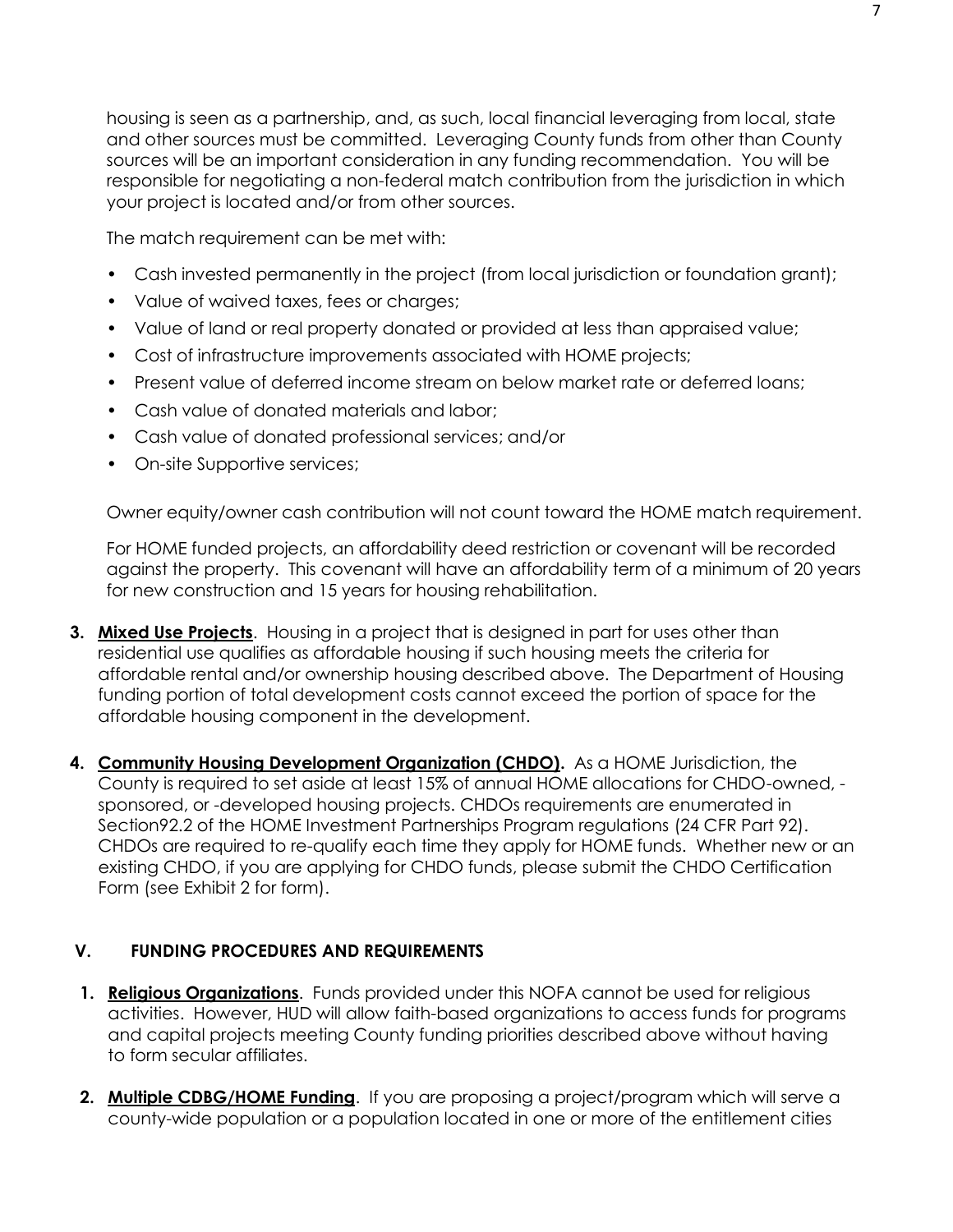housing is seen as a partnership, and, as such, local financial leveraging from local, state and other sources must be committed. Leveraging County funds from other than County sources will be an important consideration in any funding recommendation. You will be responsible for negotiating a non-federal match contribution from the jurisdiction in which your project is located and/or from other sources.

The match requirement can be met with:

- Cash invested permanently in the project (from local jurisdiction or foundation grant);
- Value of waived taxes, fees or charges;
- Value of land or real property donated or provided at less than appraised value;
- Cost of infrastructure improvements associated with HOME projects;
- Present value of deferred income stream on below market rate or deferred loans;
- Cash value of donated materials and labor;
- Cash value of donated professional services; and/or
- On-site Supportive services;

Owner equity/owner cash contribution will not count toward the HOME match requirement.

For HOME funded projects, an affordability deed restriction or covenant will be recorded against the property. This covenant will have an affordability term of a minimum of 20 years for new construction and 15 years for housing rehabilitation.

3. **Mixed Use Projects**. Housing in a project that is designed in part for uses other than residential use qualifies as affordable housing if such housing meets the criteria for affordable rental and/or ownership housing described above. The Department of Housing funding portion of total development costs cannot exceed the portion of space for the affordable housing component in the development.

4. **Community Housing Development Organization (CHDO).** As a HOME Jurisdiction, the County is required to set aside at least 15% of annual HOME allocations for CHDO-owned, -sponsored, or -developed housing projects. CHDOs requirements are enumerated in Section92.2 of the HOME Investment Partnerships Program regulations (24 CFR Part 92). CHDOs are required to re-qualify each time they apply for HOME funds. Whether new or an existing CHDO, if you are applying for CHDO funds, please submit the CHDO Certification Form (see Exhibit 2 for form).

## V. FUNDING PROCEDURES AND REQUIREMENTS

1. **Religious Organizations**. Funds provided under this NOFA cannot be used for religious activities. However, HUD will allow faith-based organizations to access funds for programs and capital projects meeting County funding priorities described above without having to form secular affiliates.

2. **Multiple CDBG/HOME Funding**. If you are proposing a project/program which will serve a county-wide population or a population located in one or more of the entitlement cities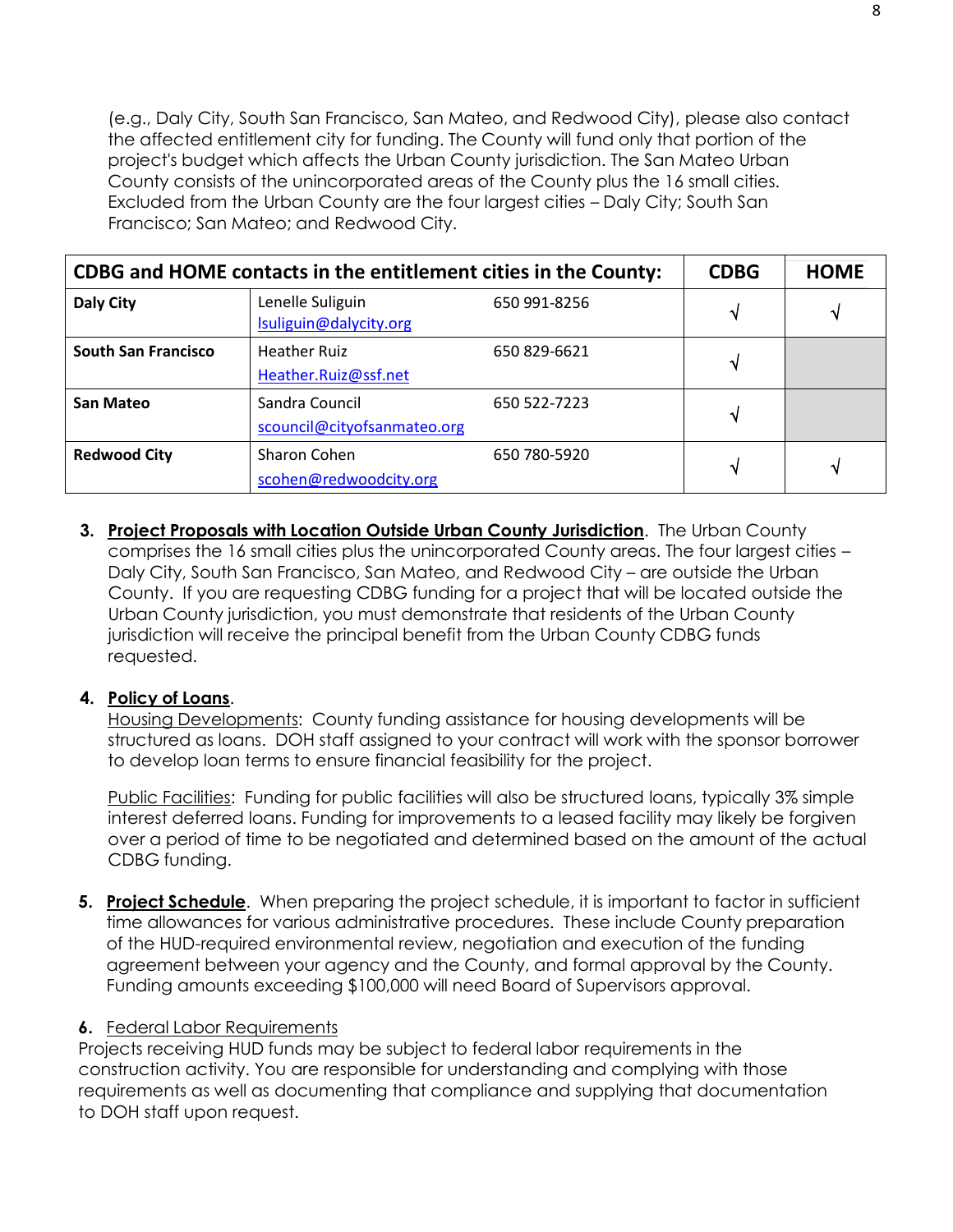(e.g., Daly City, South San Francisco, San Mateo, and Redwood City), please also contact the affected entitlement city for funding. The County will fund only that portion of the project's budget which affects the Urban County jurisdiction. The San Mateo Urban County consists of the unincorporated areas of the County plus the 16 small cities. Excluded from the Urban County are the four largest cities – Daly City; South San Francisco; San Mateo; and Redwood City.

| CDBG and HOME contacts in the entitlement cities in the County: | | | CDBG | HOME |
|---|---|---|---|---|
| **Daly City** | Lenelle Suliguin<br>lsuliguin@dalycity.org | 650 991-8256 | √ | √ |
| **South San Francisco** | Heather Ruiz<br>Heather.Ruiz@ssf.net | 650 829-6621 | √ | |
| **San Mateo** | Sandra Council<br>scouncil@cityofsanmateo.org | 650 522-7223 | √ | |
| **Redwood City** | Sharon Cohen<br>scohen@redwoodcity.org | 650 780-5920 | √ | √ |

3. **Project Proposals with Location Outside Urban County Jurisdiction**. The Urban County comprises the 16 small cities plus the unincorporated County areas. The four largest cities – Daly City, South San Francisco, San Mateo, and Redwood City – are outside the Urban County. If you are requesting CDBG funding for a project that will be located outside the Urban County jurisdiction, you must demonstrate that residents of the Urban County jurisdiction will receive the principal benefit from the Urban County CDBG funds requested.

4. **Policy of Loans**.
   Housing Developments: County funding assistance for housing developments will be structured as loans. DOH staff assigned to your contract will work with the sponsor borrower to develop loan terms to ensure financial feasibility for the project.

   Public Facilities: Funding for public facilities will also be structured loans, typically 3% simple interest deferred loans. Funding for improvements to a leased facility may likely be forgiven over a period of time to be negotiated and determined based on the amount of the actual CDBG funding.

5. **Project Schedule**. When preparing the project schedule, it is important to factor in sufficient time allowances for various administrative procedures. These include County preparation of the HUD-required environmental review, negotiation and execution of the funding agreement between your agency and the County, and formal approval by the County. Funding amounts exceeding $100,000 will need Board of Supervisors approval.

**6.** Federal Labor Requirements

Projects receiving HUD funds may be subject to federal labor requirements in the construction activity. You are responsible for understanding and complying with those requirements as well as documenting that compliance and supplying that documentation to DOH staff upon request.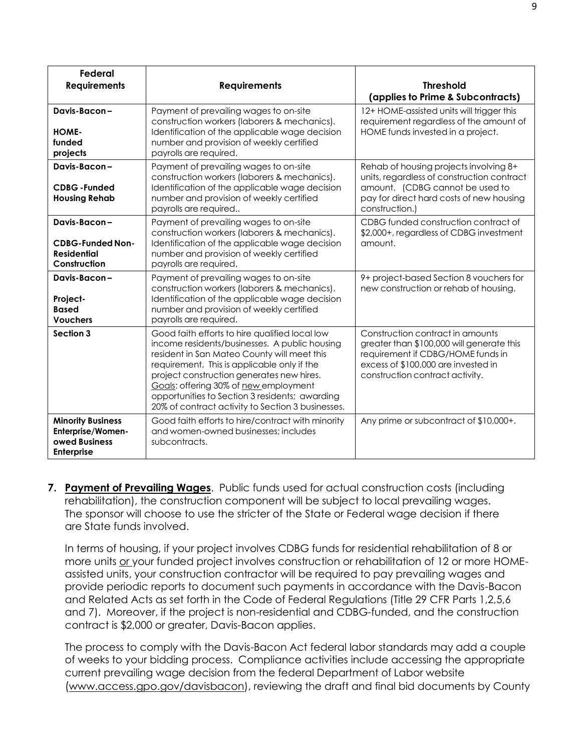| Federal Requirements | Requirements | Threshold (applies to Prime & Subcontracts) |
|---|---|---|
| **Davis-Bacon – HOME-funded projects** | Payment of prevailing wages to on-site construction workers (laborers & mechanics). Identification of the applicable wage decision number and provision of weekly certified payrolls are required. | 12+ HOME-assisted units will trigger this requirement regardless of the amount of HOME funds invested in a project. |
| **Davis-Bacon – CDBG -Funded Housing Rehab** | Payment of prevailing wages to on-site construction workers (laborers & mechanics). Identification of the applicable wage decision number and provision of weekly certified payrolls are required.. | Rehab of housing projects involving 8+ units, regardless of construction contract amount. (CDBG cannot be used to pay for direct hard costs of new housing construction.) |
| **Davis-Bacon – CDBG-Funded Non-Residential Construction** | Payment of prevailing wages to on-site construction workers (laborers & mechanics). Identification of the applicable wage decision number and provision of weekly certified payrolls are required. | CDBG funded construction contract of $2,000+, regardless of CDBG investment amount. |
| **Davis-Bacon – Project-Based Vouchers** | Payment of prevailing wages to on-site construction workers (laborers & mechanics). Identification of the applicable wage decision number and provision of weekly certified payrolls are required. | 9+ project-based Section 8 vouchers for new construction or rehab of housing. |
| **Section 3** | Good faith efforts to hire qualified local low income residents/businesses. A public housing resident in San Mateo County will meet this requirement. This is applicable only if the project construction generates new hires. <u>Goals</u>: offering 30% of <u>new</u> employment opportunities to Section 3 residents; awarding 20% of contract activity to Section 3 businesses. | Construction contract in amounts greater than $100,000 will generate this requirement if CDBG/HOME funds in excess of $100,000 are invested in construction contract activity. |
| **Minority Business Enterprise/Women-owed Business Enterprise** | Good faith efforts to hire/contract with minority and women-owned businesses; includes subcontracts. | Any prime or subcontract of $10,000+. |

7. **<u>Payment of Prevailing Wages</u>**. Public funds used for actual construction costs (including rehabilitation), the construction component will be subject to local prevailing wages. The sponsor will choose to use the stricter of the State or Federal wage decision if there are State funds involved.

   In terms of housing, if your project involves CDBG funds for residential rehabilitation of 8 or more units <u>or</u> your funded project involves construction or rehabilitation of 12 or more HOME-assisted units, your construction contractor will be required to pay prevailing wages and provide periodic reports to document such payments in accordance with the Davis-Bacon and Related Acts as set forth in the Code of Federal Regulations (Title 29 CFR Parts 1,2,5,6 and 7). Moreover, if the project is non-residential and CDBG-funded, and the construction contract is $2,000 or greater, Davis-Bacon applies.

   The process to comply with the Davis-Bacon Act federal labor standards may add a couple of weeks to your bidding process. Compliance activities include accessing the appropriate current prevailing wage decision from the federal Department of Labor website (<u>www.access.gpo.gov/davisbacon</u>), reviewing the draft and final bid documents by County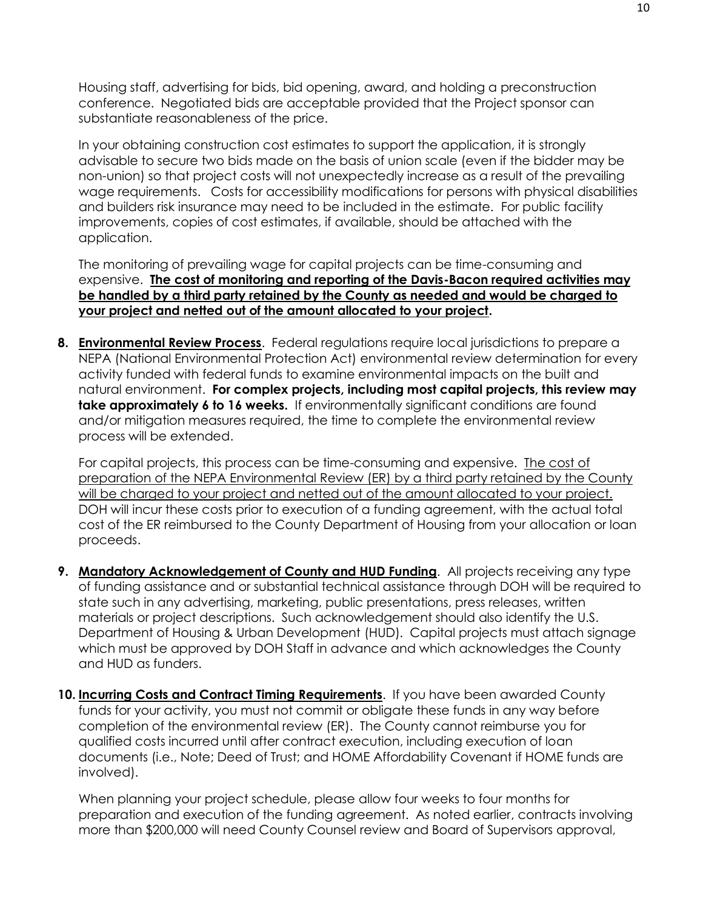Housing staff, advertising for bids, bid opening, award, and holding a preconstruction conference. Negotiated bids are acceptable provided that the Project sponsor can substantiate reasonableness of the price.

In your obtaining construction cost estimates to support the application, it is strongly advisable to secure two bids made on the basis of union scale (even if the bidder may be non-union) so that project costs will not unexpectedly increase as a result of the prevailing wage requirements. Costs for accessibility modifications for persons with physical disabilities and builders risk insurance may need to be included in the estimate. For public facility improvements, copies of cost estimates, if available, should be attached with the application.

The monitoring of prevailing wage for capital projects can be time-consuming and expensive. **The cost of monitoring and reporting of the Davis-Bacon required activities may be handled by a third party retained by the County as needed and would be charged to your project and netted out of the amount allocated to your project.**

8. **Environmental Review Process**. Federal regulations require local jurisdictions to prepare a NEPA (National Environmental Protection Act) environmental review determination for every activity funded with federal funds to examine environmental impacts on the built and natural environment. **For complex projects, including most capital projects, this review may take approximately 6 to 16 weeks.** If environmentally significant conditions are found and/or mitigation measures required, the time to complete the environmental review process will be extended.

   For capital projects, this process can be time-consuming and expensive. The cost of preparation of the NEPA Environmental Review (ER) by a third party retained by the County will be charged to your project and netted out of the amount allocated to your project. DOH will incur these costs prior to execution of a funding agreement, with the actual total cost of the ER reimbursed to the County Department of Housing from your allocation or loan proceeds.

9. **Mandatory Acknowledgement of County and HUD Funding**. All projects receiving any type of funding assistance and or substantial technical assistance through DOH will be required to state such in any advertising, marketing, public presentations, press releases, written materials or project descriptions. Such acknowledgement should also identify the U.S. Department of Housing & Urban Development (HUD). Capital projects must attach signage which must be approved by DOH Staff in advance and which acknowledges the County and HUD as funders.

10. **Incurring Costs and Contract Timing Requirements**. If you have been awarded County funds for your activity, you must not commit or obligate these funds in any way before completion of the environmental review (ER). The County cannot reimburse you for qualified costs incurred until after contract execution, including execution of loan documents (i.e., Note; Deed of Trust; and HOME Affordability Covenant if HOME funds are involved).

    When planning your project schedule, please allow four weeks to four months for preparation and execution of the funding agreement. As noted earlier, contracts involving more than $200,000 will need County Counsel review and Board of Supervisors approval,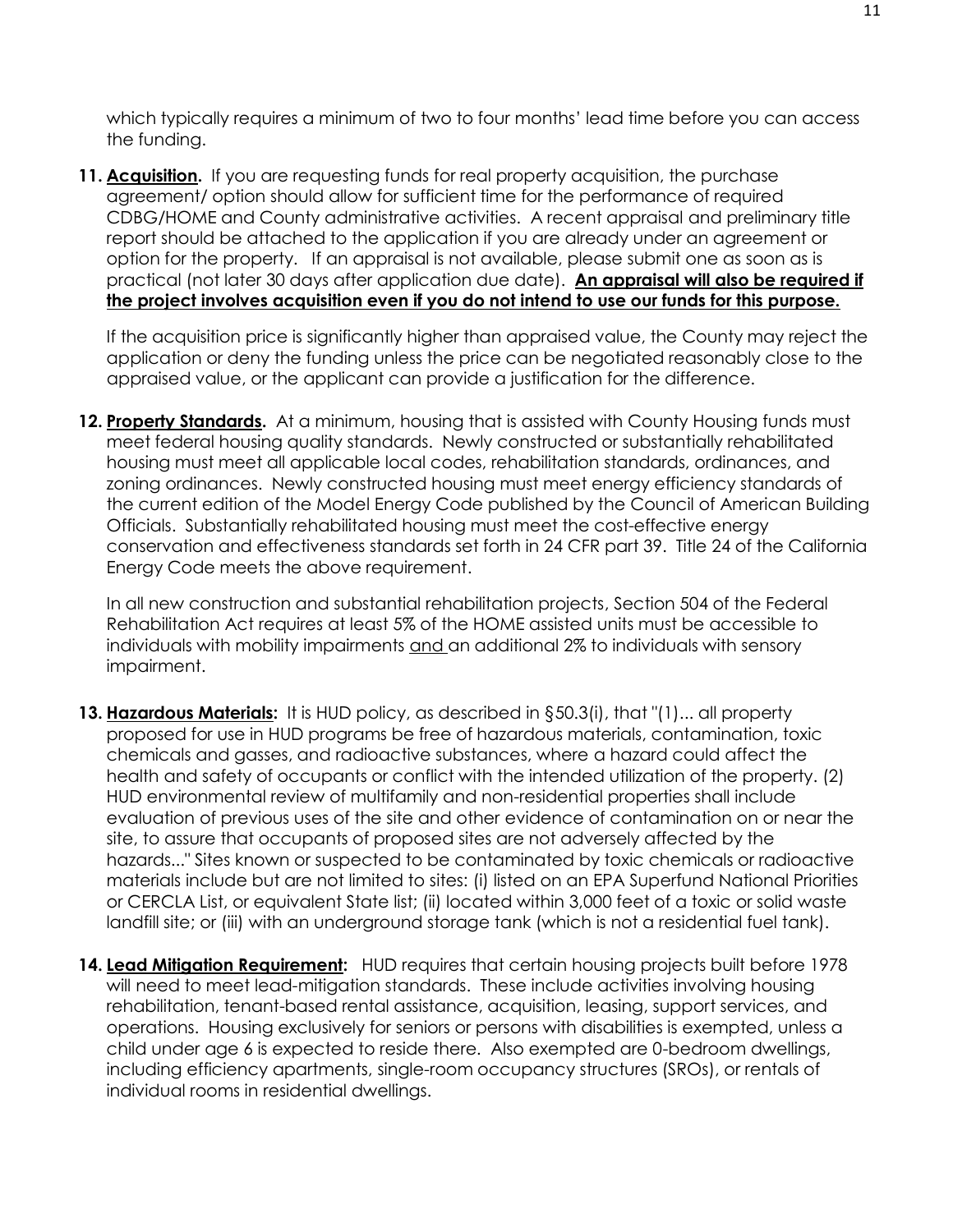which typically requires a minimum of two to four months' lead time before you can access the funding.

11. **Acquisition.** If you are requesting funds for real property acquisition, the purchase agreement/ option should allow for sufficient time for the performance of required CDBG/HOME and County administrative activities. A recent appraisal and preliminary title report should be attached to the application if you are already under an agreement or option for the property. If an appraisal is not available, please submit one as soon as is practical (not later 30 days after application due date). **An appraisal will also be required if the project involves acquisition even if you do not intend to use our funds for this purpose.**

    If the acquisition price is significantly higher than appraised value, the County may reject the application or deny the funding unless the price can be negotiated reasonably close to the appraised value, or the applicant can provide a justification for the difference.

12. **Property Standards.** At a minimum, housing that is assisted with County Housing funds must meet federal housing quality standards. Newly constructed or substantially rehabilitated housing must meet all applicable local codes, rehabilitation standards, ordinances, and zoning ordinances. Newly constructed housing must meet energy efficiency standards of the current edition of the Model Energy Code published by the Council of American Building Officials. Substantially rehabilitated housing must meet the cost-effective energy conservation and effectiveness standards set forth in 24 CFR part 39. Title 24 of the California Energy Code meets the above requirement.

    In all new construction and substantial rehabilitation projects, Section 504 of the Federal Rehabilitation Act requires at least 5% of the HOME assisted units must be accessible to individuals with mobility impairments and an additional 2% to individuals with sensory impairment.

13. **Hazardous Materials:** It is HUD policy, as described in §50.3(i), that "(1)... all property proposed for use in HUD programs be free of hazardous materials, contamination, toxic chemicals and gasses, and radioactive substances, where a hazard could affect the health and safety of occupants or conflict with the intended utilization of the property. (2) HUD environmental review of multifamily and non-residential properties shall include evaluation of previous uses of the site and other evidence of contamination on or near the site, to assure that occupants of proposed sites are not adversely affected by the hazards..." Sites known or suspected to be contaminated by toxic chemicals or radioactive materials include but are not limited to sites: (i) listed on an EPA Superfund National Priorities or CERCLA List, or equivalent State list; (ii) located within 3,000 feet of a toxic or solid waste landfill site; or (iii) with an underground storage tank (which is not a residential fuel tank).

14. **Lead Mitigation Requirement:** HUD requires that certain housing projects built before 1978 will need to meet lead-mitigation standards. These include activities involving housing rehabilitation, tenant-based rental assistance, acquisition, leasing, support services, and operations. Housing exclusively for seniors or persons with disabilities is exempted, unless a child under age 6 is expected to reside there. Also exempted are 0-bedroom dwellings, including efficiency apartments, single-room occupancy structures (SROs), or rentals of individual rooms in residential dwellings.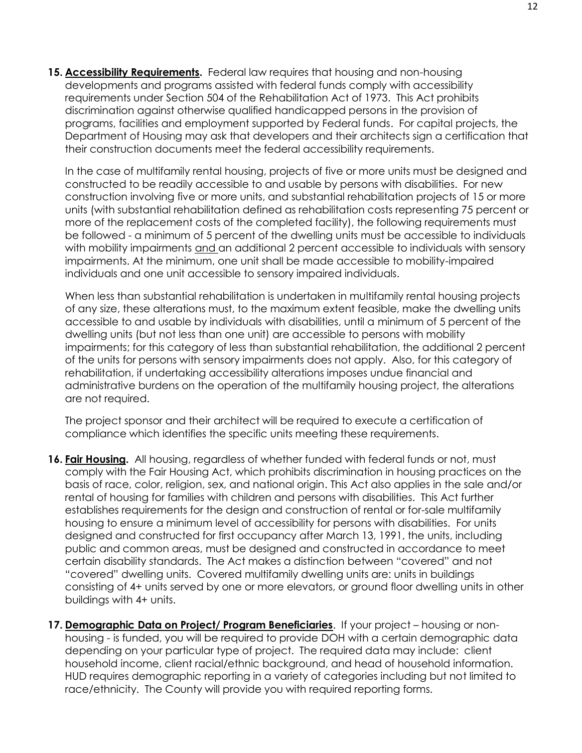**15. <u>Accessibility Requirements</u>.** Federal law requires that housing and non-housing developments and programs assisted with federal funds comply with accessibility requirements under Section 504 of the Rehabilitation Act of 1973. This Act prohibits discrimination against otherwise qualified handicapped persons in the provision of programs, facilities and employment supported by Federal funds. For capital projects, the Department of Housing may ask that developers and their architects sign a certification that their construction documents meet the federal accessibility requirements.

In the case of multifamily rental housing, projects of five or more units must be designed and constructed to be readily accessible to and usable by persons with disabilities. For new construction involving five or more units, and substantial rehabilitation projects of 15 or more units (with substantial rehabilitation defined as rehabilitation costs representing 75 percent or more of the replacement costs of the completed facility), the following requirements must be followed - a minimum of 5 percent of the dwelling units must be accessible to individuals with mobility impairments <u>and</u> an additional 2 percent accessible to individuals with sensory impairments. At the minimum, one unit shall be made accessible to mobility-impaired individuals and one unit accessible to sensory impaired individuals.

When less than substantial rehabilitation is undertaken in multifamily rental housing projects of any size, these alterations must, to the maximum extent feasible, make the dwelling units accessible to and usable by individuals with disabilities, until a minimum of 5 percent of the dwelling units (but not less than one unit) are accessible to persons with mobility impairments; for this category of less than substantial rehabilitation, the additional 2 percent of the units for persons with sensory impairments does not apply. Also, for this category of rehabilitation, if undertaking accessibility alterations imposes undue financial and administrative burdens on the operation of the multifamily housing project, the alterations are not required.

The project sponsor and their architect will be required to execute a certification of compliance which identifies the specific units meeting these requirements.

**16. <u>Fair Housing</u>.** All housing, regardless of whether funded with federal funds or not, must comply with the Fair Housing Act, which prohibits discrimination in housing practices on the basis of race, color, religion, sex, and national origin. This Act also applies in the sale and/or rental of housing for families with children and persons with disabilities. This Act further establishes requirements for the design and construction of rental or for-sale multifamily housing to ensure a minimum level of accessibility for persons with disabilities. For units designed and constructed for first occupancy after March 13, 1991, the units, including public and common areas, must be designed and constructed in accordance to meet certain disability standards. The Act makes a distinction between "covered" and not "covered" dwelling units. Covered multifamily dwelling units are: units in buildings consisting of 4+ units served by one or more elevators, or ground floor dwelling units in other buildings with 4+ units.

**17. <u>Demographic Data on Project/ Program Beneficiaries</u>.** If your project – housing or non-housing - is funded, you will be required to provide DOH with a certain demographic data depending on your particular type of project. The required data may include: client household income, client racial/ethnic background, and head of household information. HUD requires demographic reporting in a variety of categories including but not limited to race/ethnicity. The County will provide you with required reporting forms.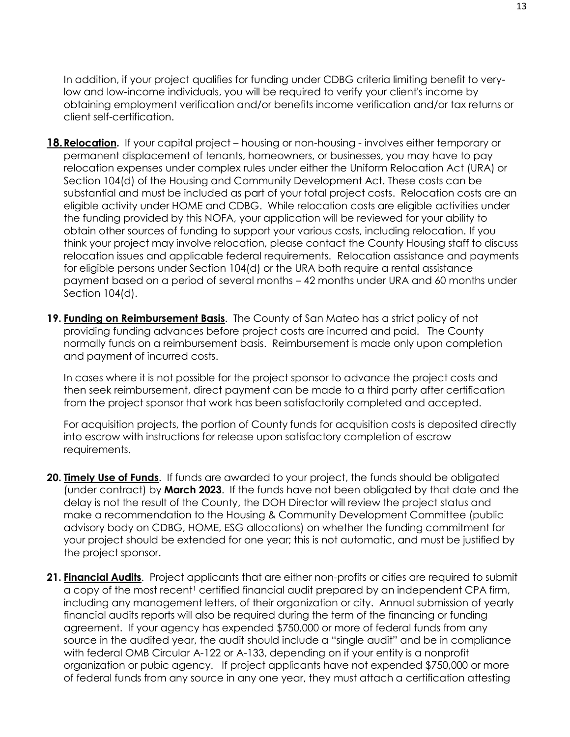In addition, if your project qualifies for funding under CDBG criteria limiting benefit to very-low and low-income individuals, you will be required to verify your client's income by obtaining employment verification and/or benefits income verification and/or tax returns or client self-certification.

**18. <u>Relocation</u>.** If your capital project – housing or non-housing - involves either temporary or permanent displacement of tenants, homeowners, or businesses, you may have to pay relocation expenses under complex rules under either the Uniform Relocation Act (URA) or Section 104(d) of the Housing and Community Development Act. These costs can be substantial and must be included as part of your total project costs. Relocation costs are an eligible activity under HOME and CDBG. While relocation costs are eligible activities under the funding provided by this NOFA, your application will be reviewed for your ability to obtain other sources of funding to support your various costs, including relocation. If you think your project may involve relocation, please contact the County Housing staff to discuss relocation issues and applicable federal requirements. Relocation assistance and payments for eligible persons under Section 104(d) or the URA both require a rental assistance payment based on a period of several months – 42 months under URA and 60 months under Section 104(d).

**19. <u>Funding on Reimbursement Basis</u>**. The County of San Mateo has a strict policy of not providing funding advances before project costs are incurred and paid. The County normally funds on a reimbursement basis. Reimbursement is made only upon completion and payment of incurred costs.

In cases where it is not possible for the project sponsor to advance the project costs and then seek reimbursement, direct payment can be made to a third party after certification from the project sponsor that work has been satisfactorily completed and accepted.

For acquisition projects, the portion of County funds for acquisition costs is deposited directly into escrow with instructions for release upon satisfactory completion of escrow requirements.

**20. <u>Timely Use of Funds</u>**. If funds are awarded to your project, the funds should be obligated (under contract) by **March 2023**. If the funds have not been obligated by that date and the delay is not the result of the County, the DOH Director will review the project status and make a recommendation to the Housing & Community Development Committee (public advisory body on CDBG, HOME, ESG allocations) on whether the funding commitment for your project should be extended for one year; this is not automatic, and must be justified by the project sponsor.

**21. <u>Financial Audits</u>**. Project applicants that are either non-profits or cities are required to submit a copy of the most recent[1] certified financial audit prepared by an independent CPA firm, including any management letters, of their organization or city. Annual submission of yearly financial audits reports will also be required during the term of the financing or funding agreement. If your agency has expended $750,000 or more of federal funds from any source in the audited year, the audit should include a "single audit" and be in compliance with federal OMB Circular A-122 or A-133, depending on if your entity is a nonprofit organization or pubic agency. If project applicants have not expended $750,000 or more of federal funds from any source in any one year, they must attach a certification attesting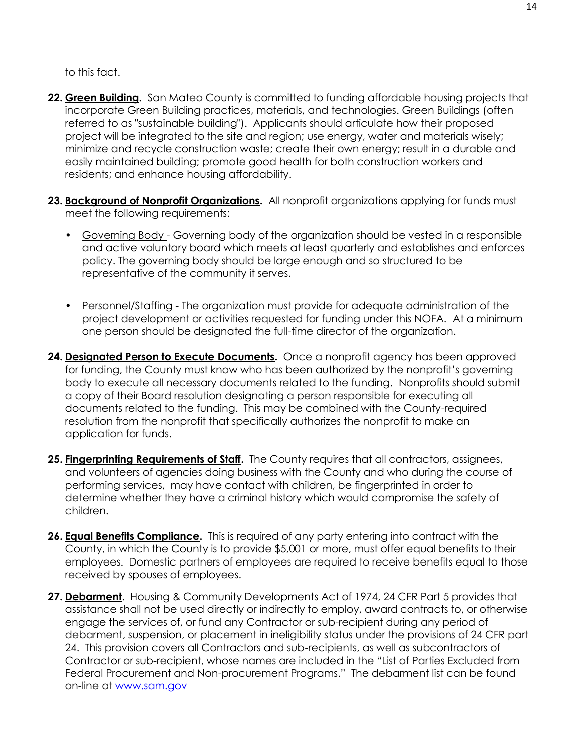to this fact.

22. **Green Building.** San Mateo County is committed to funding affordable housing projects that incorporate Green Building practices, materials, and technologies. Green Buildings (often referred to as "sustainable building"). Applicants should articulate how their proposed project will be integrated to the site and region; use energy, water and materials wisely; minimize and recycle construction waste; create their own energy; result in a durable and easily maintained building; promote good health for both construction workers and residents; and enhance housing affordability.

23. **Background of Nonprofit Organizations.** All nonprofit organizations applying for funds must meet the following requirements:

    - Governing Body - Governing body of the organization should be vested in a responsible and active voluntary board which meets at least quarterly and establishes and enforces policy. The governing body should be large enough and so structured to be representative of the community it serves.

    - Personnel/Staffing - The organization must provide for adequate administration of the project development or activities requested for funding under this NOFA. At a minimum one person should be designated the full-time director of the organization.

24. **Designated Person to Execute Documents.** Once a nonprofit agency has been approved for funding, the County must know who has been authorized by the nonprofit's governing body to execute all necessary documents related to the funding. Nonprofits should submit a copy of their Board resolution designating a person responsible for executing all documents related to the funding. This may be combined with the County-required resolution from the nonprofit that specifically authorizes the nonprofit to make an application for funds.

25. **Fingerprinting Requirements of Staff.** The County requires that all contractors, assignees, and volunteers of agencies doing business with the County and who during the course of performing services, may have contact with children, be fingerprinted in order to determine whether they have a criminal history which would compromise the safety of children.

26. **Equal Benefits Compliance.** This is required of any party entering into contract with the County, in which the County is to provide $5,001 or more, must offer equal benefits to their employees. Domestic partners of employees are required to receive benefits equal to those received by spouses of employees.

27. **Debarment**. Housing & Community Developments Act of 1974, 24 CFR Part 5 provides that assistance shall not be used directly or indirectly to employ, award contracts to, or otherwise engage the services of, or fund any Contractor or sub-recipient during any period of debarment, suspension, or placement in ineligibility status under the provisions of 24 CFR part 24. This provision covers all Contractors and sub-recipients, as well as subcontractors of Contractor or sub-recipient, whose names are included in the "List of Parties Excluded from Federal Procurement and Non-procurement Programs." The debarment list can be found on-line at www.sam.gov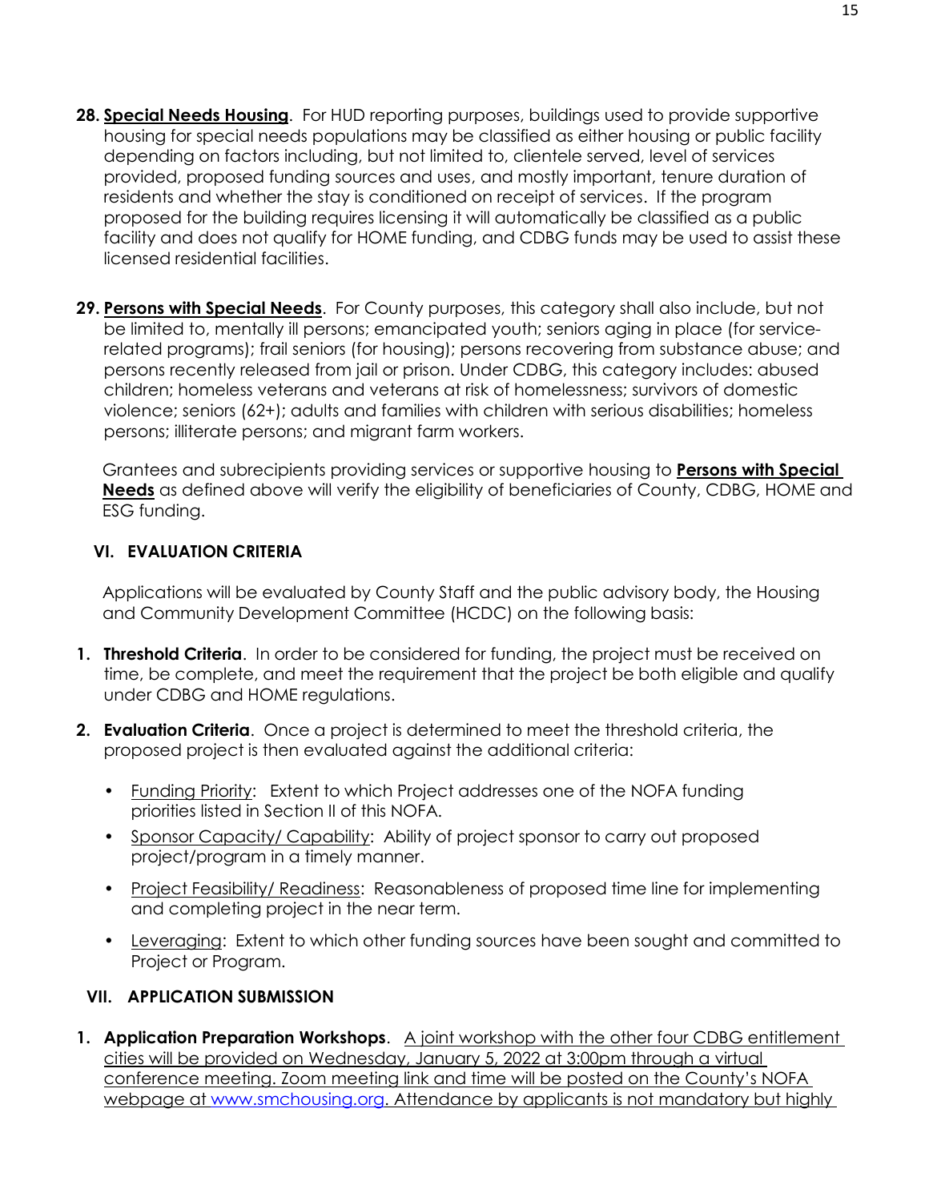28. **<u>Special Needs Housing</u>**. For HUD reporting purposes, buildings used to provide supportive housing for special needs populations may be classified as either housing or public facility depending on factors including, but not limited to, clientele served, level of services provided, proposed funding sources and uses, and mostly important, tenure duration of residents and whether the stay is conditioned on receipt of services. If the program proposed for the building requires licensing it will automatically be classified as a public facility and does not qualify for HOME funding, and CDBG funds may be used to assist these licensed residential facilities.

29. **<u>Persons with Special Needs</u>**. For County purposes, this category shall also include, but not be limited to, mentally ill persons; emancipated youth; seniors aging in place (for service-related programs); frail seniors (for housing); persons recovering from substance abuse; and persons recently released from jail or prison. Under CDBG, this category includes: abused children; homeless veterans and veterans at risk of homelessness; survivors of domestic violence; seniors (62+); adults and families with children with serious disabilities; homeless persons; illiterate persons; and migrant farm workers.

    Grantees and subrecipients providing services or supportive housing to **<u>Persons with Special Needs</u>** as defined above will verify the eligibility of beneficiaries of County, CDBG, HOME and ESG funding.

## VI. EVALUATION CRITERIA

Applications will be evaluated by County Staff and the public advisory body, the Housing and Community Development Committee (HCDC) on the following basis:

1. **Threshold Criteria**. In order to be considered for funding, the project must be received on time, be complete, and meet the requirement that the project be both eligible and qualify under CDBG and HOME regulations.

2. **Evaluation Criteria**. Once a project is determined to meet the threshold criteria, the proposed project is then evaluated against the additional criteria:

    - <u>Funding Priority</u>: Extent to which Project addresses one of the NOFA funding priorities listed in Section II of this NOFA.
    - <u>Sponsor Capacity/ Capability</u>: Ability of project sponsor to carry out proposed project/program in a timely manner.
    - <u>Project Feasibility/ Readiness</u>: Reasonableness of proposed time line for implementing and completing project in the near term.
    - <u>Leveraging</u>: Extent to which other funding sources have been sought and committed to Project or Program.

## VII. APPLICATION SUBMISSION

1. **Application Preparation Workshops**. <u>A joint workshop with the other four CDBG entitlement cities will be provided on Wednesday, January 5, 2022 at 3:00pm through a virtual conference meeting. Zoom meeting link and time will be posted on the County's NOFA webpage at www.smchousing.org. Attendance by applicants is not mandatory but highly</u>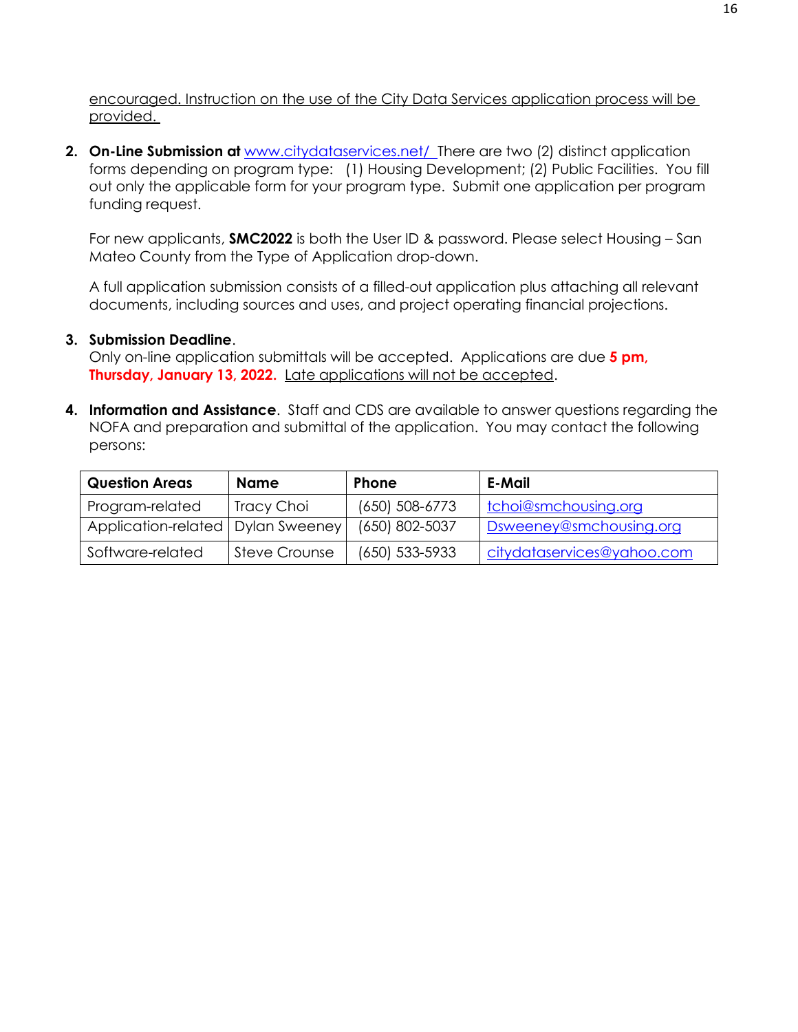<u>encouraged. Instruction on the use of the City Data Services application process will be provided.</u>

2. **On-Line Submission at** [www.citydataservices.net/](www.citydataservices.net/) There are two (2) distinct application forms depending on program type: (1) Housing Development; (2) Public Facilities. You fill out only the applicable form for your program type. Submit one application per program funding request.

   For new applicants, **SMC2022** is both the User ID & password. Please select Housing – San Mateo County from the Type of Application drop-down.

   A full application submission consists of a filled-out application plus attaching all relevant documents, including sources and uses, and project operating financial projections.

3. **Submission Deadline**.
   Only on-line application submittals will be accepted. Applications are due **5 pm, Thursday, January 13, 2022.** <u>Late applications will not be accepted</u>.

4. **Information and Assistance**. Staff and CDS are available to answer questions regarding the NOFA and preparation and submittal of the application. You may contact the following persons:

| Question Areas | Name | Phone | E-Mail |
|---|---|---|---|
| Program-related | Tracy Choi | (650) 508-6773 | tchoi@smchousing.org |
| Application-related | Dylan Sweeney | (650) 802-5037 | Dsweeney@smchousing.org |
| Software-related | Steve Crounse | (650) 533-5933 | citydataservices@yahoo.com |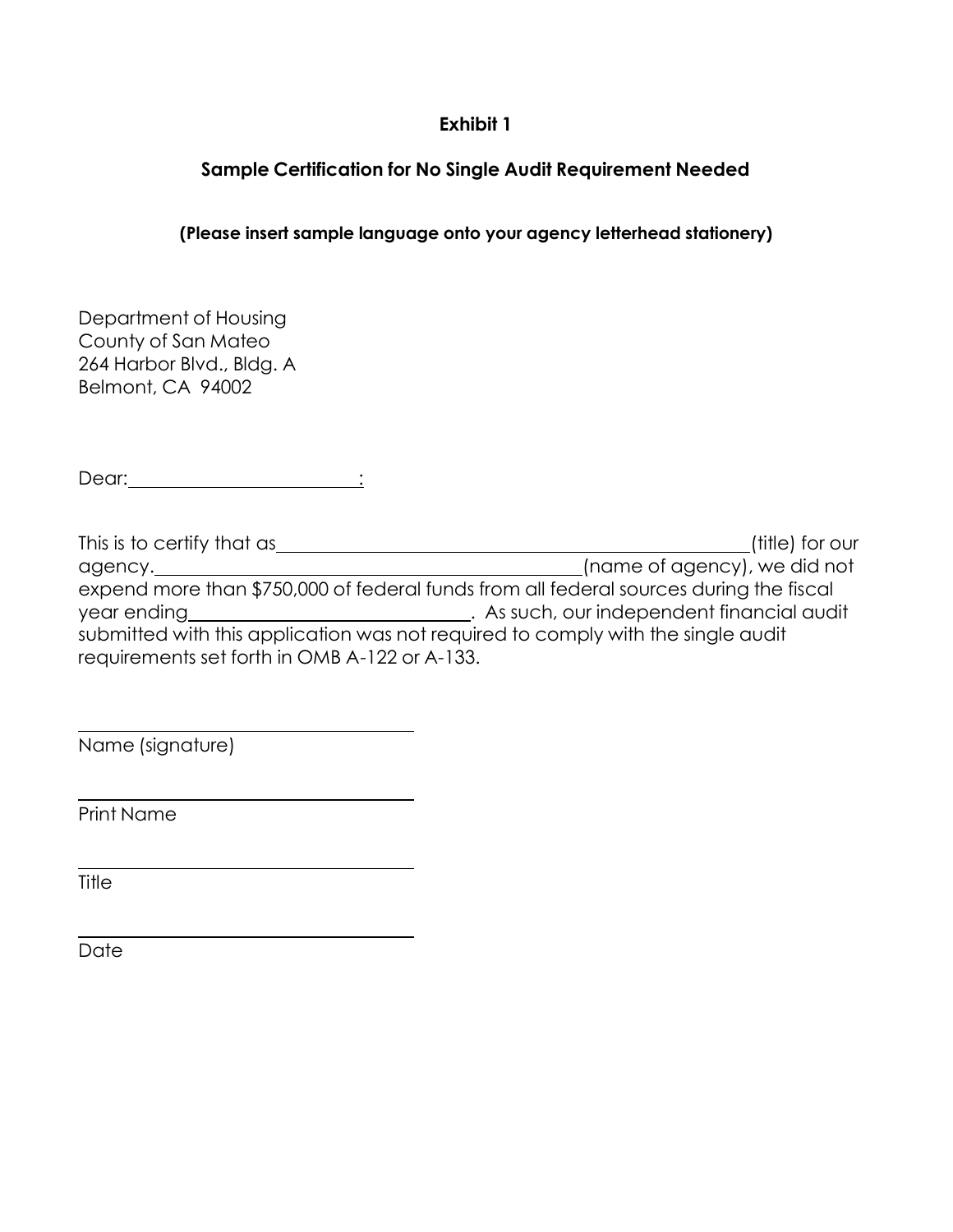**Exhibit 1**

**Sample Certification for No Single Audit Requirement Needed**

**(Please insert sample language onto your agency letterhead stationery)**

Department of Housing
County of San Mateo
264 Harbor Blvd., Bldg. A
Belmont, CA 94002

Dear: \_\_\_\_\_\_\_\_\_\_\_\_\_\_\_\_\_\_\_\_\_\_\_\_:

This is to certify that as \_\_\_\_\_\_\_\_\_\_\_\_\_\_\_\_\_\_\_\_\_\_\_\_\_\_\_\_\_\_\_\_\_\_\_\_\_\_\_\_\_\_\_\_\_\_\_\_(title) for our agency. \_\_\_\_\_\_\_\_\_\_\_\_\_\_\_\_\_\_\_\_\_\_\_\_\_\_\_\_\_\_\_\_\_\_\_\_\_\_\_\_\_\_\_(name of agency), we did not expend more than $750,000 of federal funds from all federal sources during the fiscal year ending \_\_\_\_\_\_\_\_\_\_\_\_\_\_\_\_\_\_\_\_\_\_\_\_\_\_\_\_\_. As such, our independent financial audit submitted with this application was not required to comply with the single audit requirements set forth in OMB A-122 or A-133.

\_\_\_\_\_\_\_\_\_\_\_\_\_\_\_\_\_\_\_\_\_\_\_\_\_\_\_\_\_\_\_\_\_\_\_\_
Name (signature)

\_\_\_\_\_\_\_\_\_\_\_\_\_\_\_\_\_\_\_\_\_\_\_\_\_\_\_\_\_\_\_\_\_\_\_\_
Print Name

\_\_\_\_\_\_\_\_\_\_\_\_\_\_\_\_\_\_\_\_\_\_\_\_\_\_\_\_\_\_\_\_\_\_\_\_
Title

\_\_\_\_\_\_\_\_\_\_\_\_\_\_\_\_\_\_\_\_\_\_\_\_\_\_\_\_\_\_\_\_\_\_\_\_
Date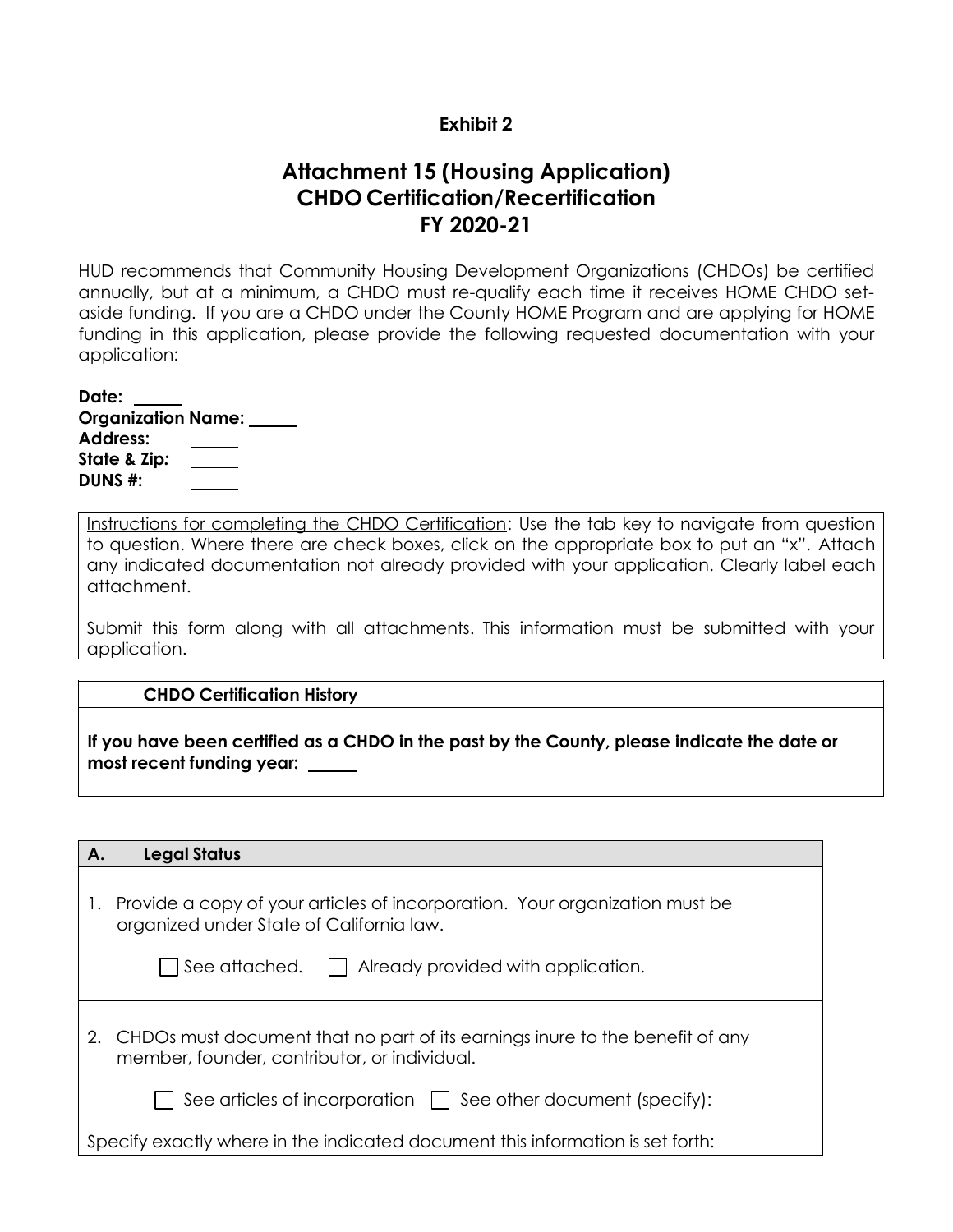**Exhibit 2**

# Attachment 15 (Housing Application)
# CHDO Certification/Recertification
# FY 2020-21

HUD recommends that Community Housing Development Organizations (CHDOs) be certified annually, but at a minimum, a CHDO must re-qualify each time it receives HOME CHDO set-aside funding. If you are a CHDO under the County HOME Program and are applying for HOME funding in this application, please provide the following requested documentation with your application:

**Date:** ______
**Organization Name:** ______
**Address:** ______
**State & Zip:** ______
**DUNS #:** ______

Instructions for completing the CHDO Certification: Use the tab key to navigate from question to question. Where there are check boxes, click on the appropriate box to put an "x". Attach any indicated documentation not already provided with your application. Clearly label each attachment.

Submit this form along with all attachments. This information must be submitted with your application.

**CHDO Certification History**

**If you have been certified as a CHDO in the past by the County, please indicate the date or most recent funding year:** ______

**A. Legal Status**

1. Provide a copy of your articles of incorporation. Your organization must be organized under State of California law.

   ☐ See attached. ☐ Already provided with application.

2. CHDOs must document that no part of its earnings inure to the benefit of any member, founder, contributor, or individual.

   ☐ See articles of incorporation ☐ See other document (specify):

Specify exactly where in the indicated document this information is set forth: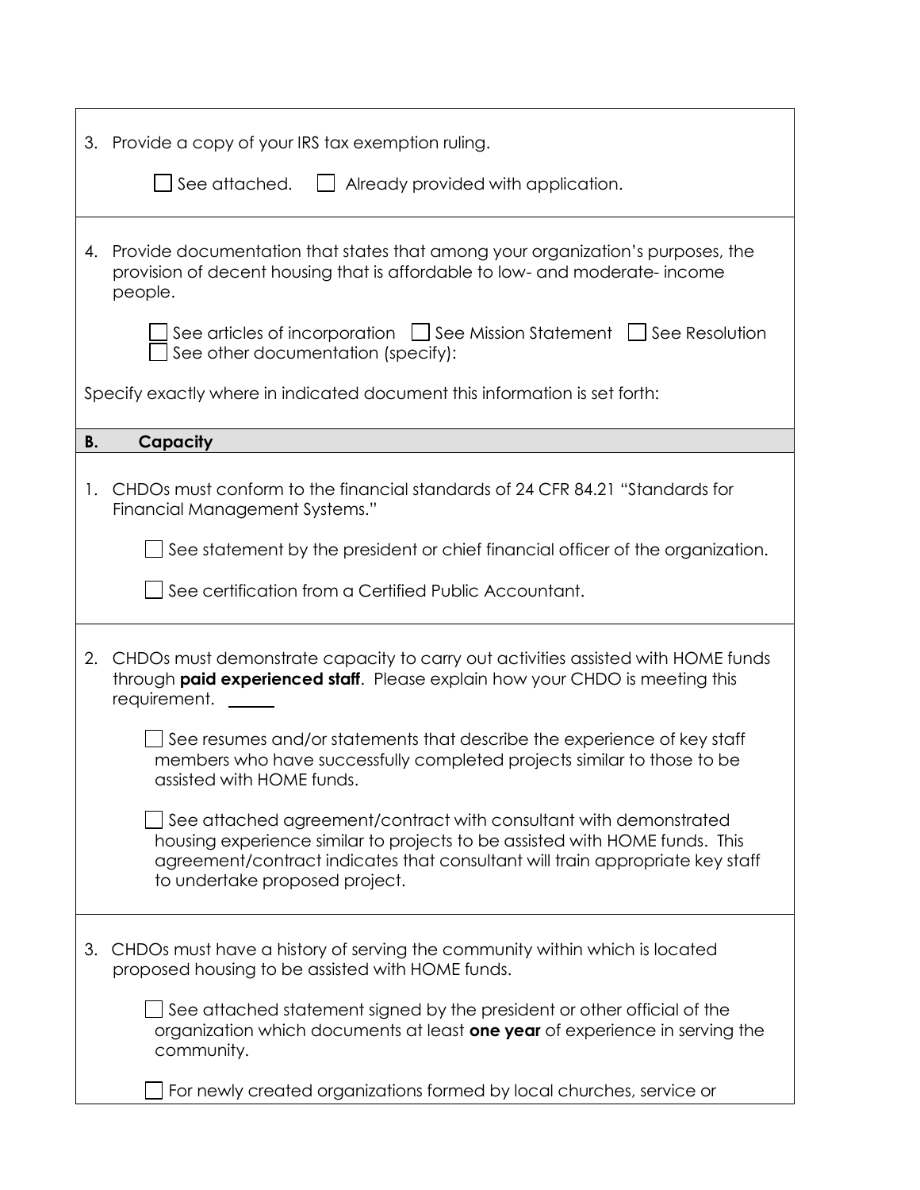3. Provide a copy of your IRS tax exemption ruling.

   ☐ See attached. ☐ Already provided with application.

4. Provide documentation that states that among your organization's purposes, the provision of decent housing that is affordable to low- and moderate- income people.

   ☐ See articles of incorporation ☐ See Mission Statement ☐ See Resolution
   ☐ See other documentation (specify):

Specify exactly where in indicated document this information is set forth:

## B. Capacity

1. CHDOs must conform to the financial standards of 24 CFR 84.21 "Standards for Financial Management Systems."

   ☐ See statement by the president or chief financial officer of the organization.

   ☐ See certification from a Certified Public Accountant.

2. CHDOs must demonstrate capacity to carry out activities assisted with HOME funds through **paid experienced staff**. Please explain how your CHDO is meeting this requirement. _____

   ☐ See resumes and/or statements that describe the experience of key staff members who have successfully completed projects similar to those to be assisted with HOME funds.

   ☐ See attached agreement/contract with consultant with demonstrated housing experience similar to projects to be assisted with HOME funds. This agreement/contract indicates that consultant will train appropriate key staff to undertake proposed project.

3. CHDOs must have a history of serving the community within which is located proposed housing to be assisted with HOME funds.

   ☐ See attached statement signed by the president or other official of the organization which documents at least **one year** of experience in serving the community.

   ☐ For newly created organizations formed by local churches, service or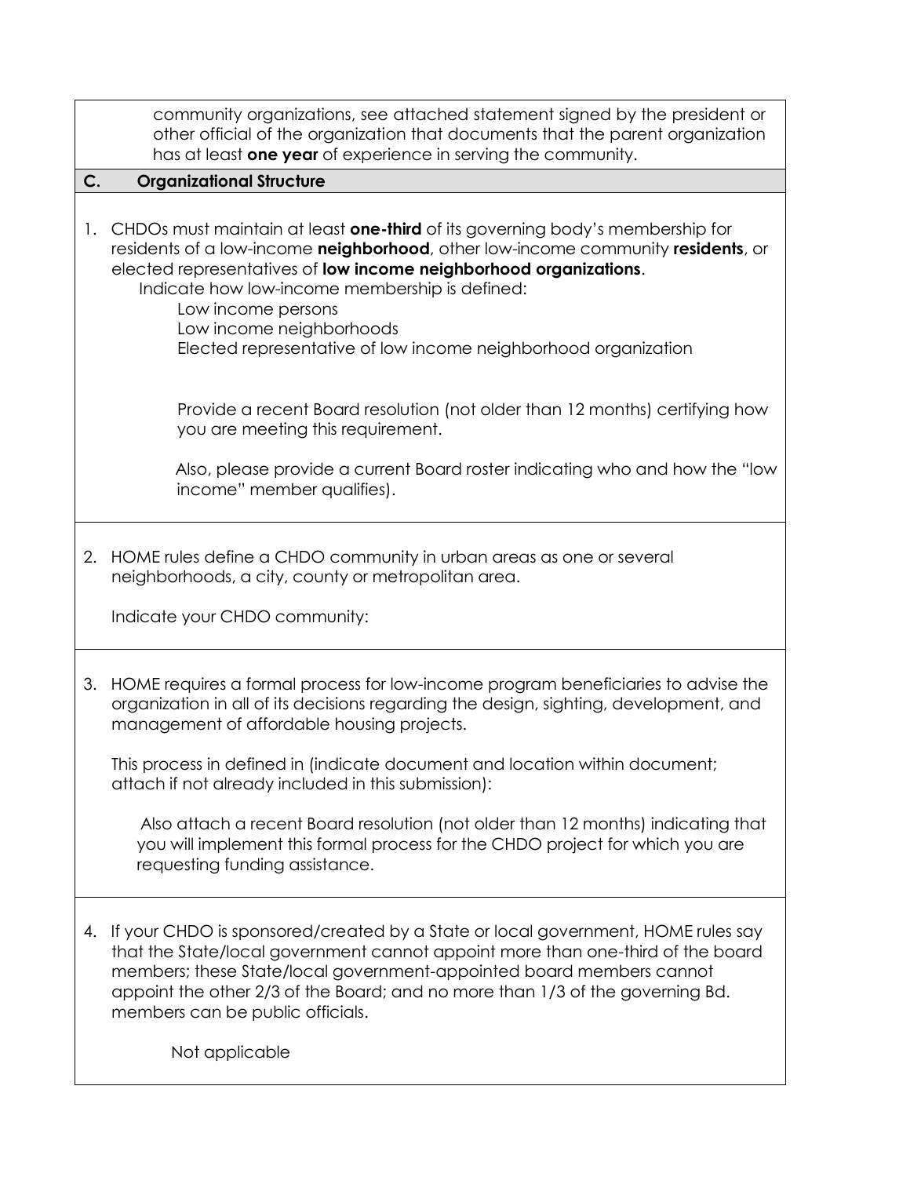community organizations, see attached statement signed by the president or other official of the organization that documents that the parent organization has at least **one year** of experience in serving the community.

## C. Organizational Structure

1. CHDOs must maintain at least **one-third** of its governing body's membership for residents of a low-income **neighborhood**, other low-income community **residents**, or elected representatives of **low income neighborhood organizations**.

   Indicate how low-income membership is defined:

   Low income persons

   Low income neighborhoods

   Elected representative of low income neighborhood organization

   Provide a recent Board resolution (not older than 12 months) certifying how you are meeting this requirement.

   Also, please provide a current Board roster indicating who and how the "low income" member qualifies).

2. HOME rules define a CHDO community in urban areas as one or several neighborhoods, a city, county or metropolitan area.

   Indicate your CHDO community:

3. HOME requires a formal process for low-income program beneficiaries to advise the organization in all of its decisions regarding the design, sighting, development, and management of affordable housing projects.

   This process in defined in (indicate document and location within document; attach if not already included in this submission):

   Also attach a recent Board resolution (not older than 12 months) indicating that you will implement this formal process for the CHDO project for which you are requesting funding assistance.

4. If your CHDO is sponsored/created by a State or local government, HOME rules say that the State/local government cannot appoint more than one-third of the board members; these State/local government-appointed board members cannot appoint the other 2/3 of the Board; and no more than 1/3 of the governing Bd. members can be public officials.

   Not applicable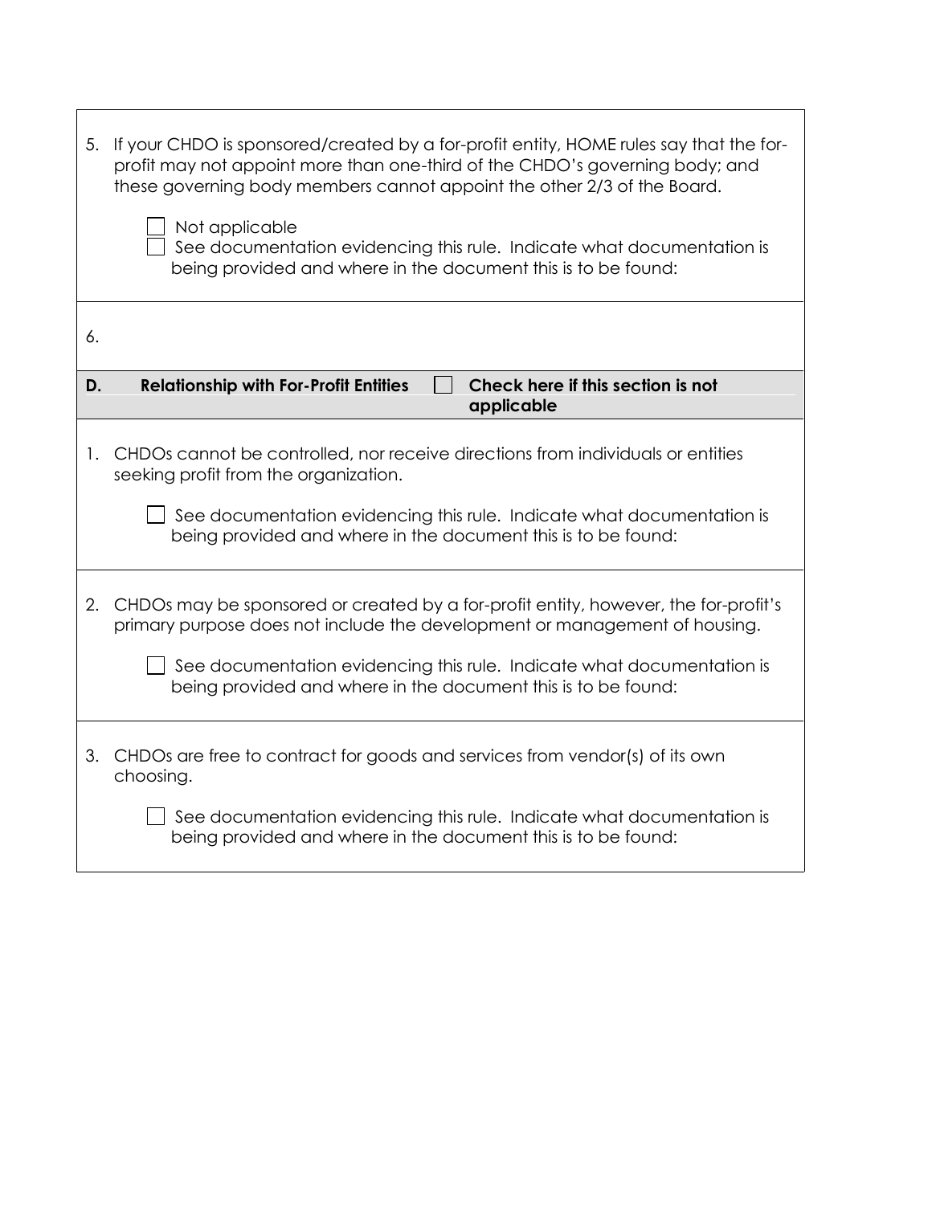5. If your CHDO is sponsored/created by a for-profit entity, HOME rules say that the for-profit may not appoint more than one-third of the CHDO's governing body; and these governing body members cannot appoint the other 2/3 of the Board.

   ☐ Not applicable
   ☐ See documentation evidencing this rule. Indicate what documentation is being provided and where in the document this is to be found:

6.

## D. Relationship with For-Profit Entities ☐ Check here if this section is not applicable

1. CHDOs cannot be controlled, nor receive directions from individuals or entities seeking profit from the organization.

   ☐ See documentation evidencing this rule. Indicate what documentation is being provided and where in the document this is to be found:

2. CHDOs may be sponsored or created by a for-profit entity, however, the for-profit's primary purpose does not include the development or management of housing.

   ☐ See documentation evidencing this rule. Indicate what documentation is being provided and where in the document this is to be found:

3. CHDOs are free to contract for goods and services from vendor(s) of its own choosing.

   ☐ See documentation evidencing this rule. Indicate what documentation is being provided and where in the document this is to be found: